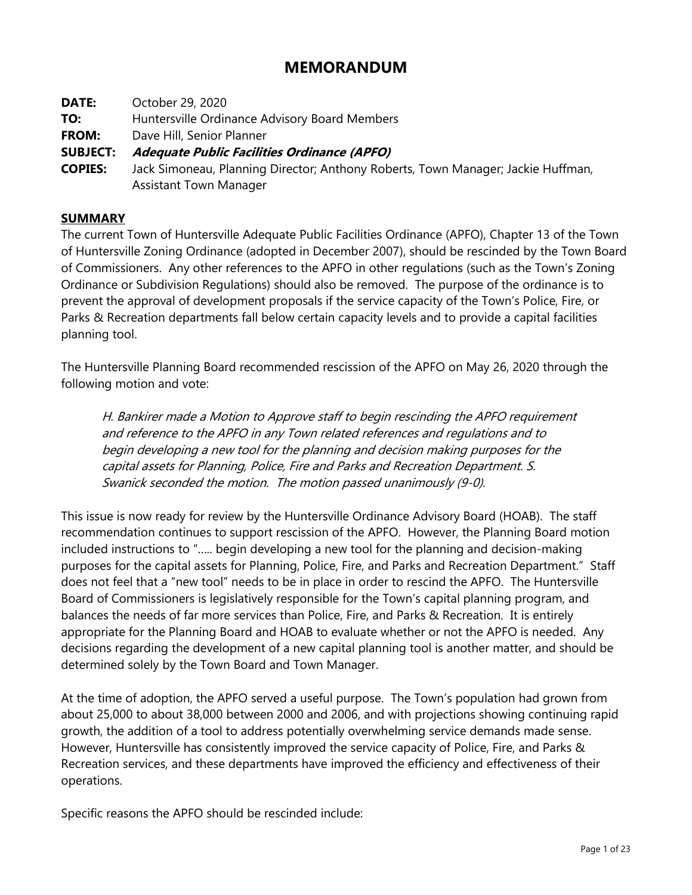# MEMORANDUM

**DATE:** October 29, 2020

**TO:** Huntersville Ordinance Advisory Board Members

**FROM:** Dave Hill, Senior Planner

**SUBJECT:** ***Adequate Public Facilities Ordinance (APFO)***

**COPIES:** Jack Simoneau, Planning Director; Anthony Roberts, Town Manager; Jackie Huffman, Assistant Town Manager

## SUMMARY

The current Town of Huntersville Adequate Public Facilities Ordinance (APFO), Chapter 13 of the Town of Huntersville Zoning Ordinance (adopted in December 2007), should be rescinded by the Town Board of Commissioners. Any other references to the APFO in other regulations (such as the Town's Zoning Ordinance or Subdivision Regulations) should also be removed. The purpose of the ordinance is to prevent the approval of development proposals if the service capacity of the Town's Police, Fire, or Parks & Recreation departments fall below certain capacity levels and to provide a capital facilities planning tool.

The Huntersville Planning Board recommended rescission of the APFO on May 26, 2020 through the following motion and vote:

> *H. Bankirer made a Motion to Approve staff to begin rescinding the APFO requirement and reference to the APFO in any Town related references and regulations and to begin developing a new tool for the planning and decision making purposes for the capital assets for Planning, Police, Fire and Parks and Recreation Department. S. Swanick seconded the motion. The motion passed unanimously (9-0).*

This issue is now ready for review by the Huntersville Ordinance Advisory Board (HOAB). The staff recommendation continues to support rescission of the APFO. However, the Planning Board motion included instructions to "….. begin developing a new tool for the planning and decision-making purposes for the capital assets for Planning, Police, Fire, and Parks and Recreation Department." Staff does not feel that a "new tool" needs to be in place in order to rescind the APFO. The Huntersville Board of Commissioners is legislatively responsible for the Town's capital planning program, and balances the needs of far more services than Police, Fire, and Parks & Recreation. It is entirely appropriate for the Planning Board and HOAB to evaluate whether or not the APFO is needed. Any decisions regarding the development of a new capital planning tool is another matter, and should be determined solely by the Town Board and Town Manager.

At the time of adoption, the APFO served a useful purpose. The Town's population had grown from about 25,000 to about 38,000 between 2000 and 2006, and with projections showing continuing rapid growth, the addition of a tool to address potentially overwhelming service demands made sense. However, Huntersville has consistently improved the service capacity of Police, Fire, and Parks & Recreation services, and these departments have improved the efficiency and effectiveness of their operations.

Specific reasons the APFO should be rescinded include: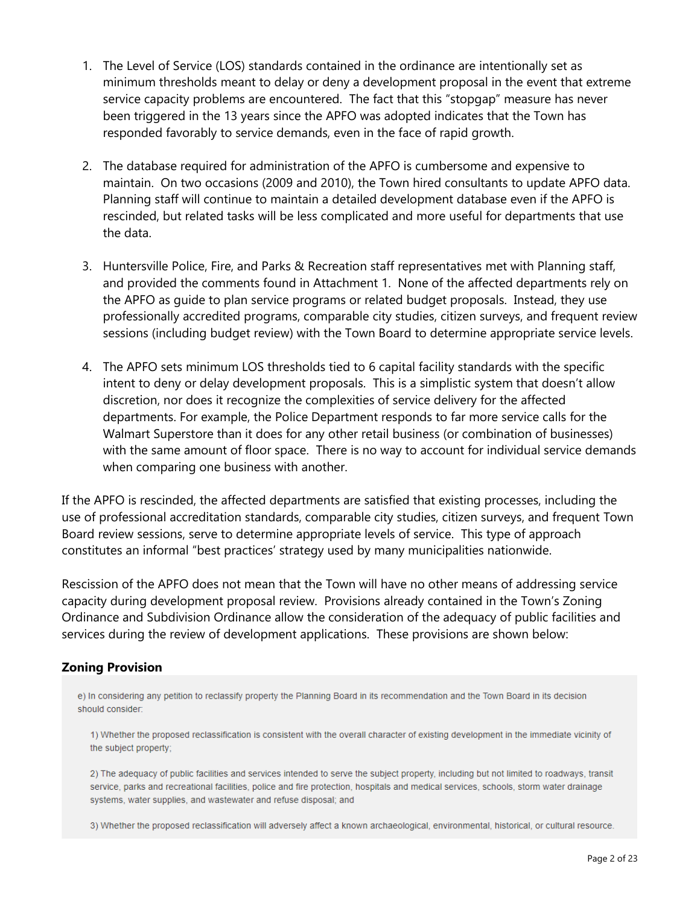1. The Level of Service (LOS) standards contained in the ordinance are intentionally set as minimum thresholds meant to delay or deny a development proposal in the event that extreme service capacity problems are encountered. The fact that this "stopgap" measure has never been triggered in the 13 years since the APFO was adopted indicates that the Town has responded favorably to service demands, even in the face of rapid growth.

2. The database required for administration of the APFO is cumbersome and expensive to maintain. On two occasions (2009 and 2010), the Town hired consultants to update APFO data. Planning staff will continue to maintain a detailed development database even if the APFO is rescinded, but related tasks will be less complicated and more useful for departments that use the data.

3. Huntersville Police, Fire, and Parks & Recreation staff representatives met with Planning staff, and provided the comments found in Attachment 1. None of the affected departments rely on the APFO as guide to plan service programs or related budget proposals. Instead, they use professionally accredited programs, comparable city studies, citizen surveys, and frequent review sessions (including budget review) with the Town Board to determine appropriate service levels.

4. The APFO sets minimum LOS thresholds tied to 6 capital facility standards with the specific intent to deny or delay development proposals. This is a simplistic system that doesn't allow discretion, nor does it recognize the complexities of service delivery for the affected departments. For example, the Police Department responds to far more service calls for the Walmart Superstore than it does for any other retail business (or combination of businesses) with the same amount of floor space. There is no way to account for individual service demands when comparing one business with another.

If the APFO is rescinded, the affected departments are satisfied that existing processes, including the use of professional accreditation standards, comparable city studies, citizen surveys, and frequent Town Board review sessions, serve to determine appropriate levels of service. This type of approach constitutes an informal "best practices' strategy used by many municipalities nationwide.

Rescission of the APFO does not mean that the Town will have no other means of addressing service capacity during development proposal review. Provisions already contained in the Town's Zoning Ordinance and Subdivision Ordinance allow the consideration of the adequacy of public facilities and services during the review of development applications. These provisions are shown below:

### Zoning Provision

e) In considering any petition to reclassify property the Planning Board in its recommendation and the Town Board in its decision should consider:

1) Whether the proposed reclassification is consistent with the overall character of existing development in the immediate vicinity of the subject property;

2) The adequacy of public facilities and services intended to serve the subject property, including but not limited to roadways, transit service, parks and recreational facilities, police and fire protection, hospitals and medical services, schools, storm water drainage systems, water supplies, and wastewater and refuse disposal; and

3) Whether the proposed reclassification will adversely affect a known archaeological, environmental, historical, or cultural resource.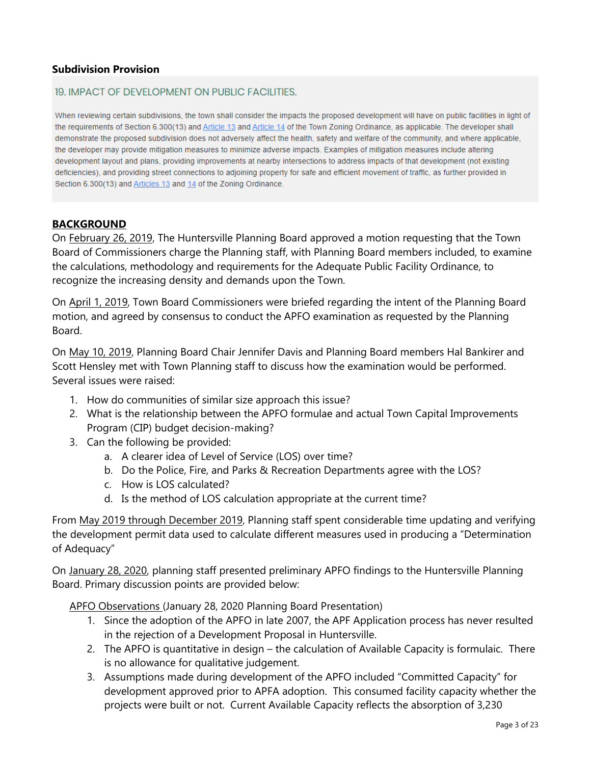**Subdivision Provision**

19. IMPACT OF DEVELOPMENT ON PUBLIC FACILITIES.

When reviewing certain subdivisions, the town shall consider the impacts the proposed development will have on public facilities in light of the requirements of Section 6.300(13) and Article 13 and Article 14 of the Town Zoning Ordinance, as applicable. The developer shall demonstrate the proposed subdivision does not adversely affect the health, safety and welfare of the community, and where applicable, the developer may provide mitigation measures to minimize adverse impacts. Examples of mitigation measures include altering development layout and plans, providing improvements at nearby intersections to address impacts of that development (not existing deficiencies), and providing street connections to adjoining property for safe and efficient movement of traffic, as further provided in Section 6.300(13) and Articles 13 and 14 of the Zoning Ordinance.

**BACKGROUND**

On February 26, 2019, The Huntersville Planning Board approved a motion requesting that the Town Board of Commissioners charge the Planning staff, with Planning Board members included, to examine the calculations, methodology and requirements for the Adequate Public Facility Ordinance, to recognize the increasing density and demands upon the Town.

On April 1, 2019, Town Board Commissioners were briefed regarding the intent of the Planning Board motion, and agreed by consensus to conduct the APFO examination as requested by the Planning Board.

On May 10, 2019, Planning Board Chair Jennifer Davis and Planning Board members Hal Bankirer and Scott Hensley met with Town Planning staff to discuss how the examination would be performed. Several issues were raised:

1. How do communities of similar size approach this issue?
2. What is the relationship between the APFO formulae and actual Town Capital Improvements Program (CIP) budget decision-making?
3. Can the following be provided:
   a. A clearer idea of Level of Service (LOS) over time?
   b. Do the Police, Fire, and Parks & Recreation Departments agree with the LOS?
   c. How is LOS calculated?
   d. Is the method of LOS calculation appropriate at the current time?

From May 2019 through December 2019, Planning staff spent considerable time updating and verifying the development permit data used to calculate different measures used in producing a "Determination of Adequacy"

On January 28, 2020, planning staff presented preliminary APFO findings to the Huntersville Planning Board. Primary discussion points are provided below:

APFO Observations (January 28, 2020 Planning Board Presentation)

1. Since the adoption of the APFO in late 2007, the APF Application process has never resulted in the rejection of a Development Proposal in Huntersville.
2. The APFO is quantitative in design – the calculation of Available Capacity is formulaic. There is no allowance for qualitative judgement.
3. Assumptions made during development of the APFO included "Committed Capacity" for development approved prior to APFA adoption. This consumed facility capacity whether the projects were built or not. Current Available Capacity reflects the absorption of 3,230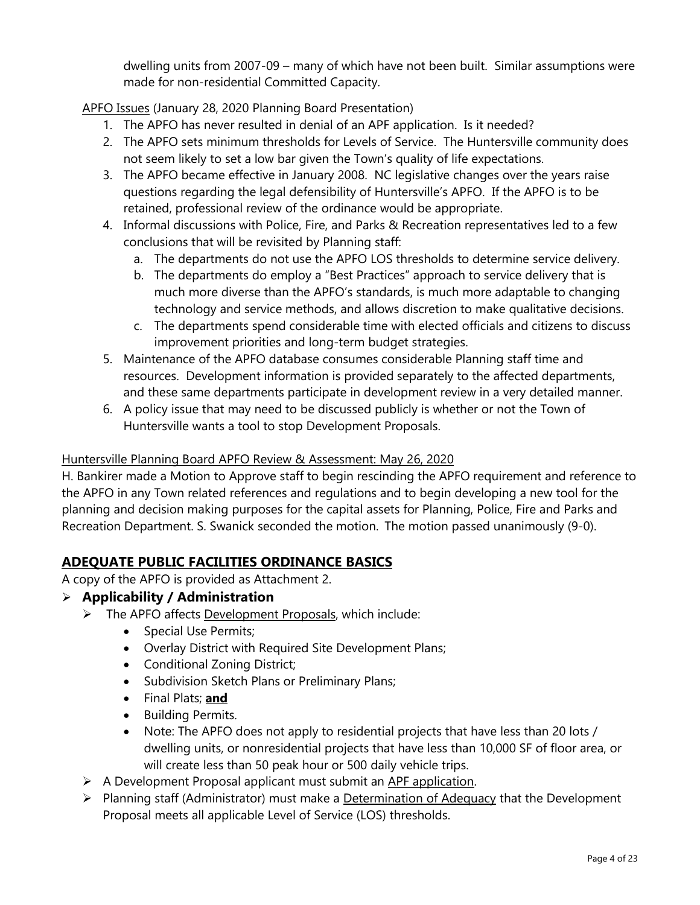dwelling units from 2007-09 – many of which have not been built. Similar assumptions were made for non-residential Committed Capacity.

APFO Issues (January 28, 2020 Planning Board Presentation)

1. The APFO has never resulted in denial of an APF application. Is it needed?
2. The APFO sets minimum thresholds for Levels of Service. The Huntersville community does not seem likely to set a low bar given the Town's quality of life expectations.
3. The APFO became effective in January 2008. NC legislative changes over the years raise questions regarding the legal defensibility of Huntersville's APFO. If the APFO is to be retained, professional review of the ordinance would be appropriate.
4. Informal discussions with Police, Fire, and Parks & Recreation representatives led to a few conclusions that will be revisited by Planning staff:
   a. The departments do not use the APFO LOS thresholds to determine service delivery.
   b. The departments do employ a "Best Practices" approach to service delivery that is much more diverse than the APFO's standards, is much more adaptable to changing technology and service methods, and allows discretion to make qualitative decisions.
   c. The departments spend considerable time with elected officials and citizens to discuss improvement priorities and long-term budget strategies.
5. Maintenance of the APFO database consumes considerable Planning staff time and resources. Development information is provided separately to the affected departments, and these same departments participate in development review in a very detailed manner.
6. A policy issue that may need to be discussed publicly is whether or not the Town of Huntersville wants a tool to stop Development Proposals.

Huntersville Planning Board APFO Review & Assessment: May 26, 2020

H. Bankirer made a Motion to Approve staff to begin rescinding the APFO requirement and reference to the APFO in any Town related references and regulations and to begin developing a new tool for the planning and decision making purposes for the capital assets for Planning, Police, Fire and Parks and Recreation Department. S. Swanick seconded the motion. The motion passed unanimously (9-0).

## ADEQUATE PUBLIC FACILITIES ORDINANCE BASICS

A copy of the APFO is provided as Attachment 2.

- **Applicability / Administration**
  - The APFO affects Development Proposals, which include:
    - Special Use Permits;
    - Overlay District with Required Site Development Plans;
    - Conditional Zoning District;
    - Subdivision Sketch Plans or Preliminary Plans;
    - Final Plats; **and**
    - Building Permits.
    - Note: The APFO does not apply to residential projects that have less than 20 lots / dwelling units, or nonresidential projects that have less than 10,000 SF of floor area, or will create less than 50 peak hour or 500 daily vehicle trips.
  - A Development Proposal applicant must submit an APF application.
  - Planning staff (Administrator) must make a Determination of Adequacy that the Development Proposal meets all applicable Level of Service (LOS) thresholds.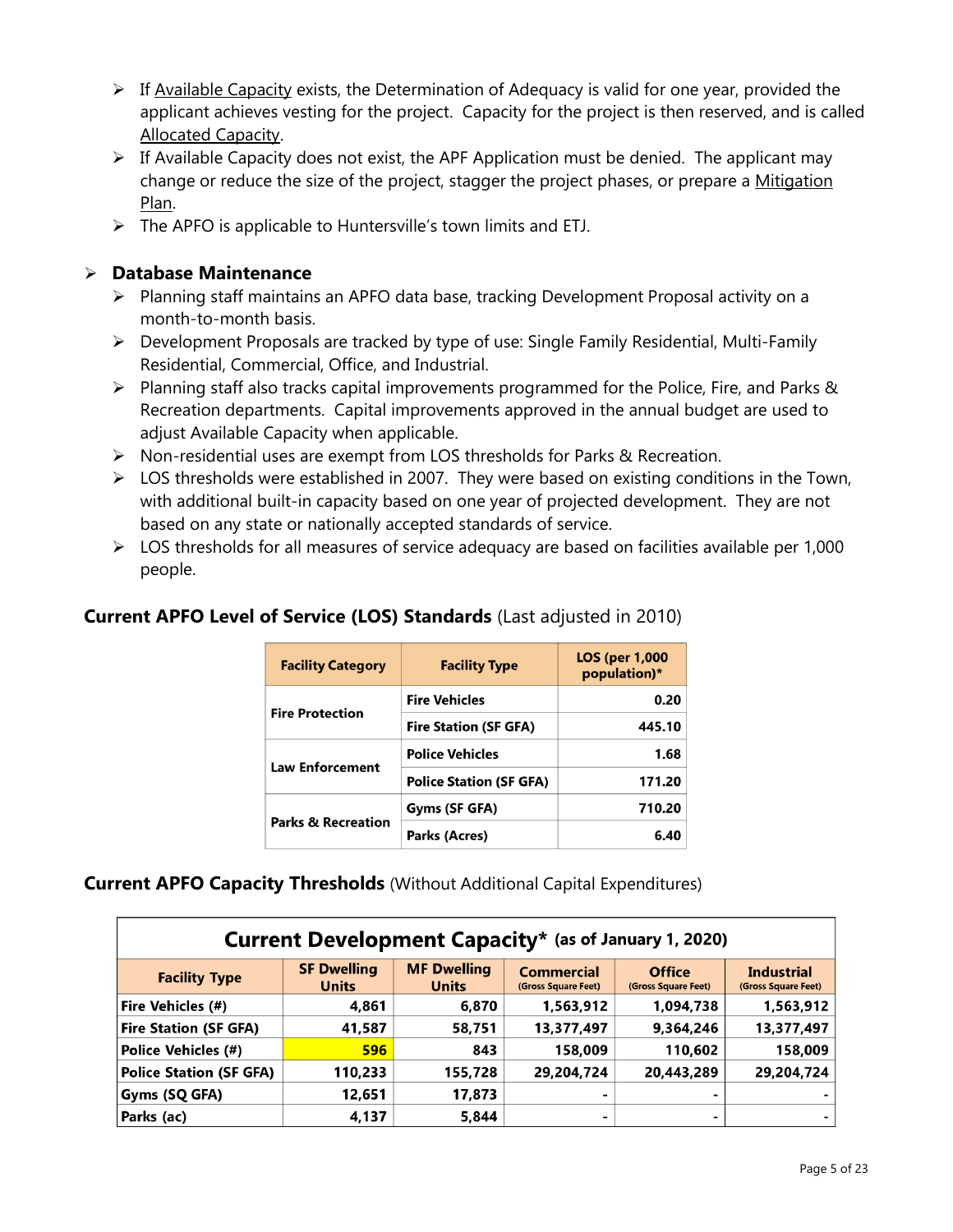- If Available Capacity exists, the Determination of Adequacy is valid for one year, provided the applicant achieves vesting for the project. Capacity for the project is then reserved, and is called Allocated Capacity.
- If Available Capacity does not exist, the APF Application must be denied. The applicant may change or reduce the size of the project, stagger the project phases, or prepare a Mitigation Plan.
- The APFO is applicable to Huntersville's town limits and ETJ.

- **Database Maintenance**
  - Planning staff maintains an APFO data base, tracking Development Proposal activity on a month-to-month basis.
  - Development Proposals are tracked by type of use: Single Family Residential, Multi-Family Residential, Commercial, Office, and Industrial.
  - Planning staff also tracks capital improvements programmed for the Police, Fire, and Parks & Recreation departments. Capital improvements approved in the annual budget are used to adjust Available Capacity when applicable.
  - Non-residential uses are exempt from LOS thresholds for Parks & Recreation.
  - LOS thresholds were established in 2007. They were based on existing conditions in the Town, with additional built-in capacity based on one year of projected development. They are not based on any state or nationally accepted standards of service.
  - LOS thresholds for all measures of service adequacy are based on facilities available per 1,000 people.

### **Current APFO Level of Service (LOS) Standards** (Last adjusted in 2010)

| Facility Category | Facility Type | LOS (per 1,000 population)* |
|---|---|---|
| Fire Protection | Fire Vehicles | 0.20 |
| | Fire Station (SF GFA) | 445.10 |
| Law Enforcement | Police Vehicles | 1.68 |
| | Police Station (SF GFA) | 171.20 |
| Parks & Recreation | Gyms (SF GFA) | 710.20 |
| | Parks (Acres) | 6.40 |

### **Current APFO Capacity Thresholds** (Without Additional Capital Expenditures)

**Current Development Capacity* (as of January 1, 2020)**

| Facility Type | SF Dwelling Units | MF Dwelling Units | Commercial (Gross Square Feet) | Office (Gross Square Feet) | Industrial (Gross Square Feet) |
|---|---|---|---|---|---|
| Fire Vehicles (#) | 4,861 | 6,870 | 1,563,912 | 1,094,738 | 1,563,912 |
| Fire Station (SF GFA) | 41,587 | 58,751 | 13,377,497 | 9,364,246 | 13,377,497 |
| Police Vehicles (#) | 596 | 843 | 158,009 | 110,602 | 158,009 |
| Police Station (SF GFA) | 110,233 | 155,728 | 29,204,724 | 20,443,289 | 29,204,724 |
| Gyms (SQ GFA) | 12,651 | 17,873 | - | - | - |
| Parks (ac) | 4,137 | 5,844 | - | - | - |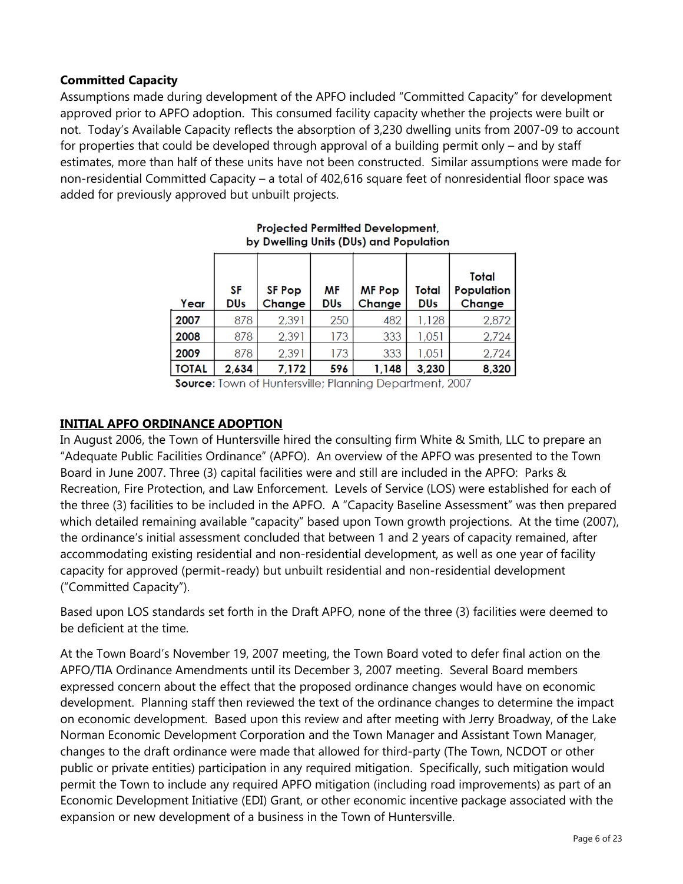**Committed Capacity**

Assumptions made during development of the APFO included "Committed Capacity" for development approved prior to APFO adoption. This consumed facility capacity whether the projects were built or not. Today's Available Capacity reflects the absorption of 3,230 dwelling units from 2007-09 to account for properties that could be developed through approval of a building permit only – and by staff estimates, more than half of these units have not been constructed. Similar assumptions were made for non-residential Committed Capacity – a total of 402,616 square feet of nonresidential floor space was added for previously approved but unbuilt projects.

**Projected Permitted Development, by Dwelling Units (DUs) and Population**

| Year | SF DUs | SF Pop Change | MF DUs | MF Pop Change | Total DUs | Total Population Change |
|---|---|---|---|---|---|---|
| 2007 | 878 | 2,391 | 250 | 482 | 1,128 | 2,872 |
| 2008 | 878 | 2,391 | 173 | 333 | 1,051 | 2,724 |
| 2009 | 878 | 2,391 | 173 | 333 | 1,051 | 2,724 |
| **TOTAL** | **2,634** | **7,172** | **596** | **1,148** | **3,230** | **8,320** |

**Source:** Town of Huntersville; Planning Department, 2007

## INITIAL APFO ORDINANCE ADOPTION

In August 2006, the Town of Huntersville hired the consulting firm White & Smith, LLC to prepare an "Adequate Public Facilities Ordinance" (APFO). An overview of the APFO was presented to the Town Board in June 2007. Three (3) capital facilities were and still are included in the APFO: Parks & Recreation, Fire Protection, and Law Enforcement. Levels of Service (LOS) were established for each of the three (3) facilities to be included in the APFO. A "Capacity Baseline Assessment" was then prepared which detailed remaining available "capacity" based upon Town growth projections. At the time (2007), the ordinance's initial assessment concluded that between 1 and 2 years of capacity remained, after accommodating existing residential and non-residential development, as well as one year of facility capacity for approved (permit-ready) but unbuilt residential and non-residential development ("Committed Capacity").

Based upon LOS standards set forth in the Draft APFO, none of the three (3) facilities were deemed to be deficient at the time.

At the Town Board's November 19, 2007 meeting, the Town Board voted to defer final action on the APFO/TIA Ordinance Amendments until its December 3, 2007 meeting. Several Board members expressed concern about the effect that the proposed ordinance changes would have on economic development. Planning staff then reviewed the text of the ordinance changes to determine the impact on economic development. Based upon this review and after meeting with Jerry Broadway, of the Lake Norman Economic Development Corporation and the Town Manager and Assistant Town Manager, changes to the draft ordinance were made that allowed for third-party (The Town, NCDOT or other public or private entities) participation in any required mitigation. Specifically, such mitigation would permit the Town to include any required APFO mitigation (including road improvements) as part of an Economic Development Initiative (EDI) Grant, or other economic incentive package associated with the expansion or new development of a business in the Town of Huntersville.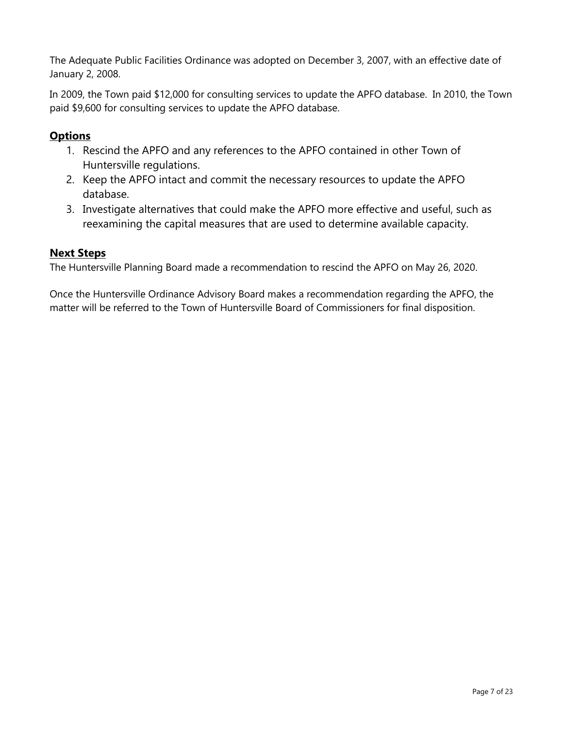The Adequate Public Facilities Ordinance was adopted on December 3, 2007, with an effective date of January 2, 2008.

In 2009, the Town paid $12,000 for consulting services to update the APFO database. In 2010, the Town paid $9,600 for consulting services to update the APFO database.

## Options

1. Rescind the APFO and any references to the APFO contained in other Town of Huntersville regulations.
2. Keep the APFO intact and commit the necessary resources to update the APFO database.
3. Investigate alternatives that could make the APFO more effective and useful, such as reexamining the capital measures that are used to determine available capacity.

## Next Steps

The Huntersville Planning Board made a recommendation to rescind the APFO on May 26, 2020.

Once the Huntersville Ordinance Advisory Board makes a recommendation regarding the APFO, the matter will be referred to the Town of Huntersville Board of Commissioners for final disposition.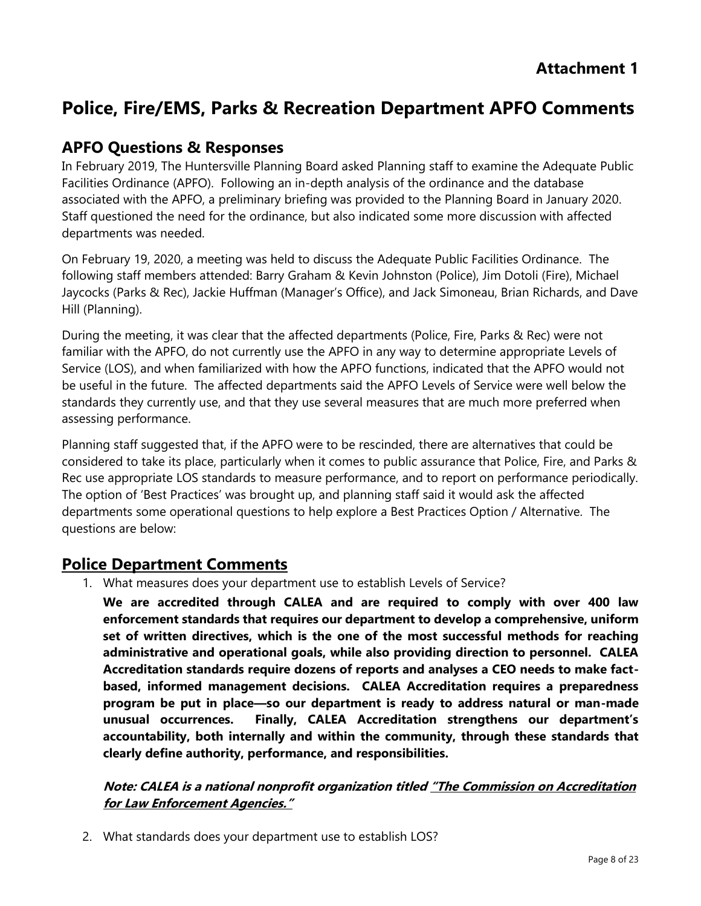**Attachment 1**

# Police, Fire/EMS, Parks & Recreation Department APFO Comments

## APFO Questions & Responses

In February 2019, The Huntersville Planning Board asked Planning staff to examine the Adequate Public Facilities Ordinance (APFO). Following an in-depth analysis of the ordinance and the database associated with the APFO, a preliminary briefing was provided to the Planning Board in January 2020. Staff questioned the need for the ordinance, but also indicated some more discussion with affected departments was needed.

On February 19, 2020, a meeting was held to discuss the Adequate Public Facilities Ordinance. The following staff members attended: Barry Graham & Kevin Johnston (Police), Jim Dotoli (Fire), Michael Jaycocks (Parks & Rec), Jackie Huffman (Manager's Office), and Jack Simoneau, Brian Richards, and Dave Hill (Planning).

During the meeting, it was clear that the affected departments (Police, Fire, Parks & Rec) were not familiar with the APFO, do not currently use the APFO in any way to determine appropriate Levels of Service (LOS), and when familiarized with how the APFO functions, indicated that the APFO would not be useful in the future. The affected departments said the APFO Levels of Service were well below the standards they currently use, and that they use several measures that are much more preferred when assessing performance.

Planning staff suggested that, if the APFO were to be rescinded, there are alternatives that could be considered to take its place, particularly when it comes to public assurance that Police, Fire, and Parks & Rec use appropriate LOS standards to measure performance, and to report on performance periodically. The option of 'Best Practices' was brought up, and planning staff said it would ask the affected departments some operational questions to help explore a Best Practices Option / Alternative. The questions are below:

## Police Department Comments

1. What measures does your department use to establish Levels of Service?

   **We are accredited through CALEA and are required to comply with over 400 law enforcement standards that requires our department to develop a comprehensive, uniform set of written directives, which is the one of the most successful methods for reaching administrative and operational goals, while also providing direction to personnel. CALEA Accreditation standards require dozens of reports and analyses a CEO needs to make fact-based, informed management decisions. CALEA Accreditation requires a preparedness program be put in place—so our department is ready to address natural or man-made unusual occurrences. Finally, CALEA Accreditation strengthens our department's accountability, both internally and within the community, through these standards that clearly define authority, performance, and responsibilities.**

   ***Note: CALEA is a national nonprofit organization titled "The Commission on Accreditation for Law Enforcement Agencies."***

2. What standards does your department use to establish LOS?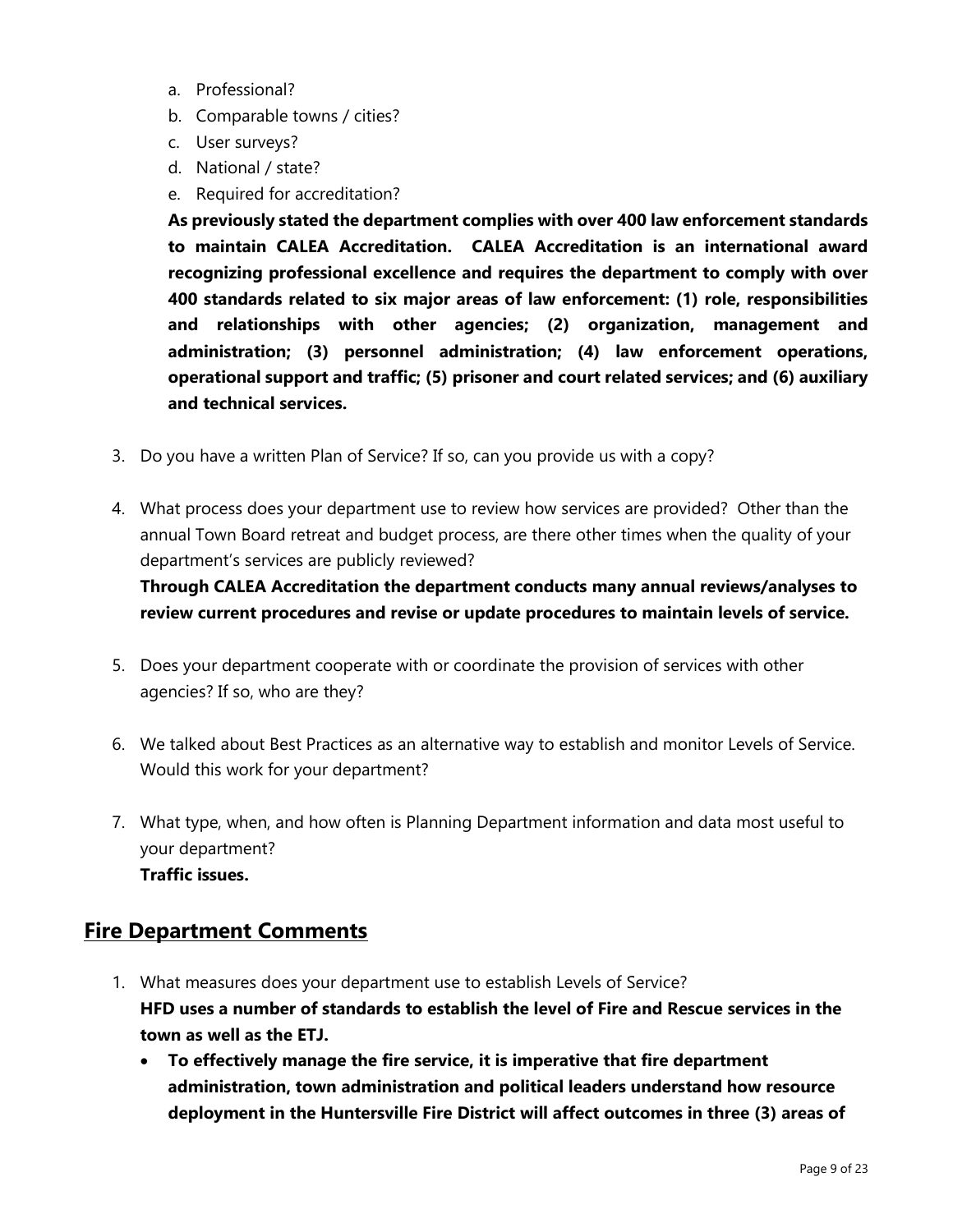a. Professional?
b. Comparable towns / cities?
c. User surveys?
d. National / state?
e. Required for accreditation?

**As previously stated the department complies with over 400 law enforcement standards to maintain CALEA Accreditation. CALEA Accreditation is an international award recognizing professional excellence and requires the department to comply with over 400 standards related to six major areas of law enforcement: (1) role, responsibilities and relationships with other agencies; (2) organization, management and administration; (3) personnel administration; (4) law enforcement operations, operational support and traffic; (5) prisoner and court related services; and (6) auxiliary and technical services.**

3. Do you have a written Plan of Service? If so, can you provide us with a copy?

4. What process does your department use to review how services are provided? Other than the annual Town Board retreat and budget process, are there other times when the quality of your department's services are publicly reviewed?
   **Through CALEA Accreditation the department conducts many annual reviews/analyses to review current procedures and revise or update procedures to maintain levels of service.**

5. Does your department cooperate with or coordinate the provision of services with other agencies? If so, who are they?

6. We talked about Best Practices as an alternative way to establish and monitor Levels of Service. Would this work for your department?

7. What type, when, and how often is Planning Department information and data most useful to your department?
   **Traffic issues.**

## Fire Department Comments

1. What measures does your department use to establish Levels of Service?
   **HFD uses a number of standards to establish the level of Fire and Rescue services in the town as well as the ETJ.**
   - **To effectively manage the fire service, it is imperative that fire department administration, town administration and political leaders understand how resource deployment in the Huntersville Fire District will affect outcomes in three (3) areas of**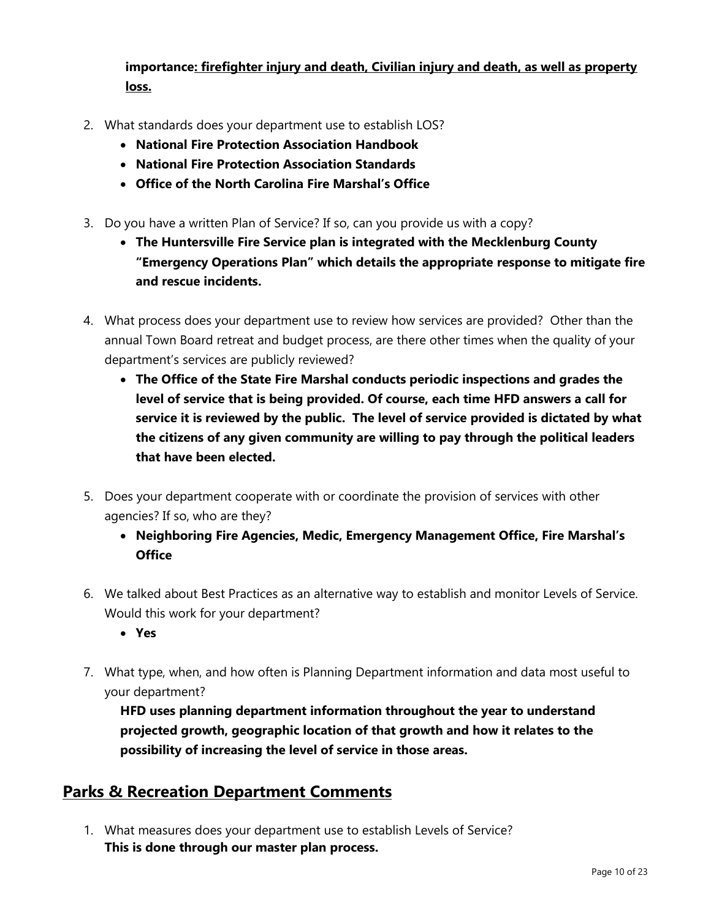**importance: firefighter injury and death, Civilian injury and death, as well as property loss.**

2. What standards does your department use to establish LOS?
   - **National Fire Protection Association Handbook**
   - **National Fire Protection Association Standards**
   - **Office of the North Carolina Fire Marshal's Office**

3. Do you have a written Plan of Service? If so, can you provide us with a copy?
   - **The Huntersville Fire Service plan is integrated with the Mecklenburg County "Emergency Operations Plan" which details the appropriate response to mitigate fire and rescue incidents.**

4. What process does your department use to review how services are provided? Other than the annual Town Board retreat and budget process, are there other times when the quality of your department's services are publicly reviewed?
   - **The Office of the State Fire Marshal conducts periodic inspections and grades the level of service that is being provided. Of course, each time HFD answers a call for service it is reviewed by the public. The level of service provided is dictated by what the citizens of any given community are willing to pay through the political leaders that have been elected.**

5. Does your department cooperate with or coordinate the provision of services with other agencies? If so, who are they?
   - **Neighboring Fire Agencies, Medic, Emergency Management Office, Fire Marshal's Office**

6. We talked about Best Practices as an alternative way to establish and monitor Levels of Service. Would this work for your department?
   - **Yes**

7. What type, when, and how often is Planning Department information and data most useful to your department?

   **HFD uses planning department information throughout the year to understand projected growth, geographic location of that growth and how it relates to the possibility of increasing the level of service in those areas.**

## Parks & Recreation Department Comments

1. What measures does your department use to establish Levels of Service?
   **This is done through our master plan process.**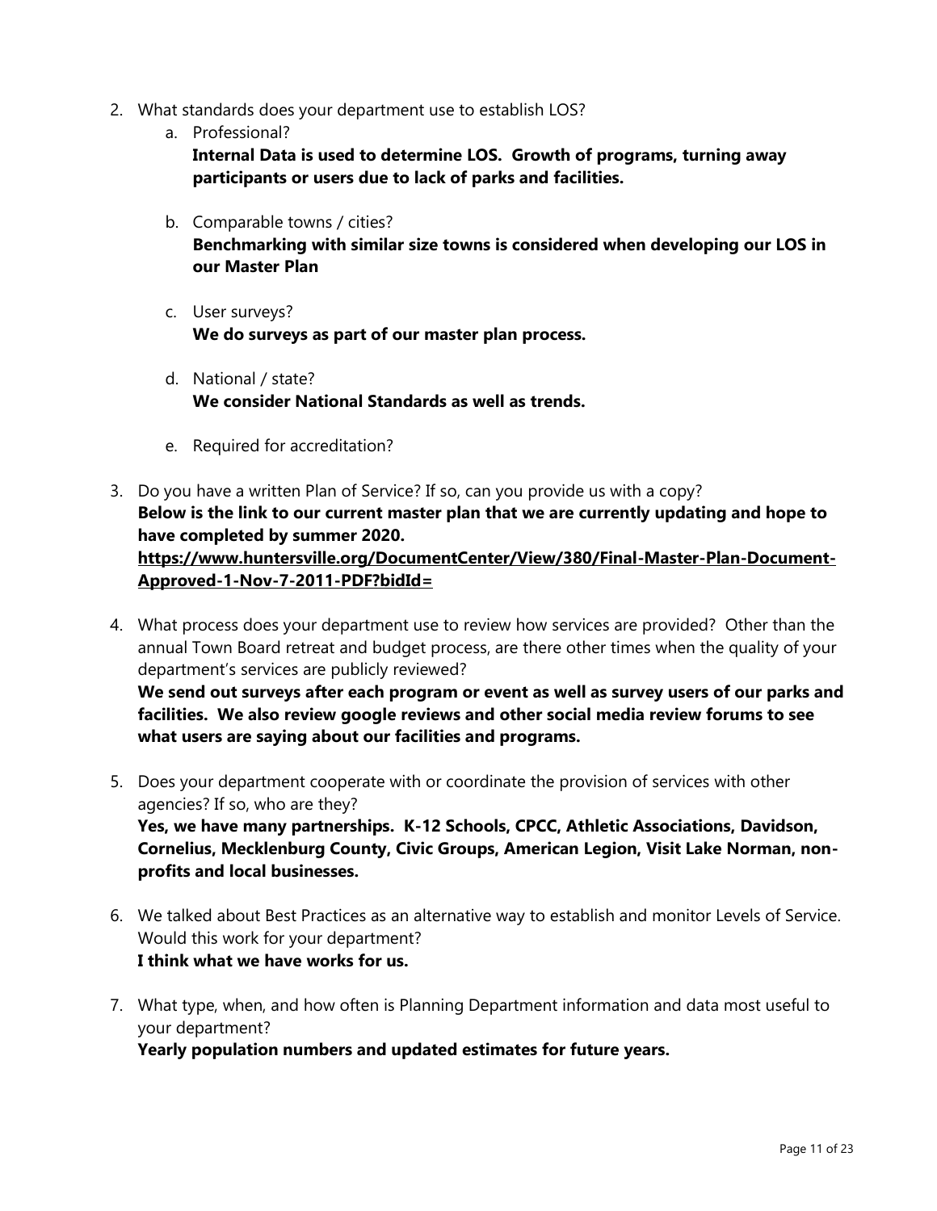2. What standards does your department use to establish LOS?
   a. Professional?
      **Internal Data is used to determine LOS. Growth of programs, turning away participants or users due to lack of parks and facilities.**
   b. Comparable towns / cities?
      **Benchmarking with similar size towns is considered when developing our LOS in our Master Plan**
   c. User surveys?
      **We do surveys as part of our master plan process.**
   d. National / state?
      **We consider National Standards as well as trends.**
   e. Required for accreditation?

3. Do you have a written Plan of Service? If so, can you provide us with a copy?
   **Below is the link to our current master plan that we are currently updating and hope to have completed by summer 2020.**
   **https://www.huntersville.org/DocumentCenter/View/380/Final-Master-Plan-Document-Approved-1-Nov-7-2011-PDF?bidId=**

4. What process does your department use to review how services are provided? Other than the annual Town Board retreat and budget process, are there other times when the quality of your department's services are publicly reviewed?
   **We send out surveys after each program or event as well as survey users of our parks and facilities. We also review google reviews and other social media review forums to see what users are saying about our facilities and programs.**

5. Does your department cooperate with or coordinate the provision of services with other agencies? If so, who are they?
   **Yes, we have many partnerships. K-12 Schools, CPCC, Athletic Associations, Davidson, Cornelius, Mecklenburg County, Civic Groups, American Legion, Visit Lake Norman, non-profits and local businesses.**

6. We talked about Best Practices as an alternative way to establish and monitor Levels of Service. Would this work for your department?
   **I think what we have works for us.**

7. What type, when, and how often is Planning Department information and data most useful to your department?
   **Yearly population numbers and updated estimates for future years.**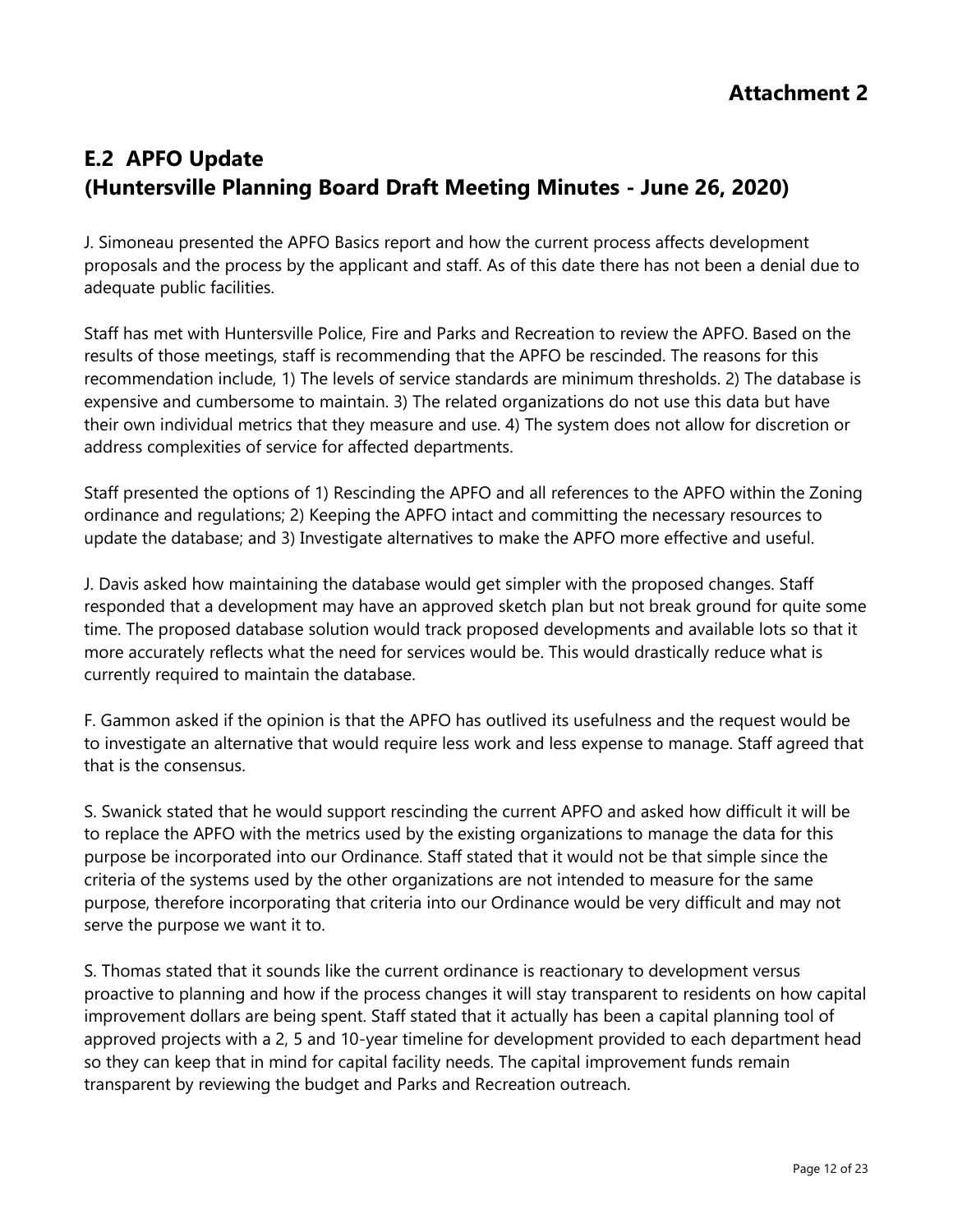**Attachment 2**

## E.2 APFO Update
## (Huntersville Planning Board Draft Meeting Minutes - June 26, 2020)

J. Simoneau presented the APFO Basics report and how the current process affects development proposals and the process by the applicant and staff. As of this date there has not been a denial due to adequate public facilities.

Staff has met with Huntersville Police, Fire and Parks and Recreation to review the APFO. Based on the results of those meetings, staff is recommending that the APFO be rescinded. The reasons for this recommendation include, 1) The levels of service standards are minimum thresholds. 2) The database is expensive and cumbersome to maintain. 3) The related organizations do not use this data but have their own individual metrics that they measure and use. 4) The system does not allow for discretion or address complexities of service for affected departments.

Staff presented the options of 1) Rescinding the APFO and all references to the APFO within the Zoning ordinance and regulations; 2) Keeping the APFO intact and committing the necessary resources to update the database; and 3) Investigate alternatives to make the APFO more effective and useful.

J. Davis asked how maintaining the database would get simpler with the proposed changes. Staff responded that a development may have an approved sketch plan but not break ground for quite some time. The proposed database solution would track proposed developments and available lots so that it more accurately reflects what the need for services would be. This would drastically reduce what is currently required to maintain the database.

F. Gammon asked if the opinion is that the APFO has outlived its usefulness and the request would be to investigate an alternative that would require less work and less expense to manage. Staff agreed that that is the consensus.

S. Swanick stated that he would support rescinding the current APFO and asked how difficult it will be to replace the APFO with the metrics used by the existing organizations to manage the data for this purpose be incorporated into our Ordinance. Staff stated that it would not be that simple since the criteria of the systems used by the other organizations are not intended to measure for the same purpose, therefore incorporating that criteria into our Ordinance would be very difficult and may not serve the purpose we want it to.

S. Thomas stated that it sounds like the current ordinance is reactionary to development versus proactive to planning and how if the process changes it will stay transparent to residents on how capital improvement dollars are being spent. Staff stated that it actually has been a capital planning tool of approved projects with a 2, 5 and 10-year timeline for development provided to each department head so they can keep that in mind for capital facility needs. The capital improvement funds remain transparent by reviewing the budget and Parks and Recreation outreach.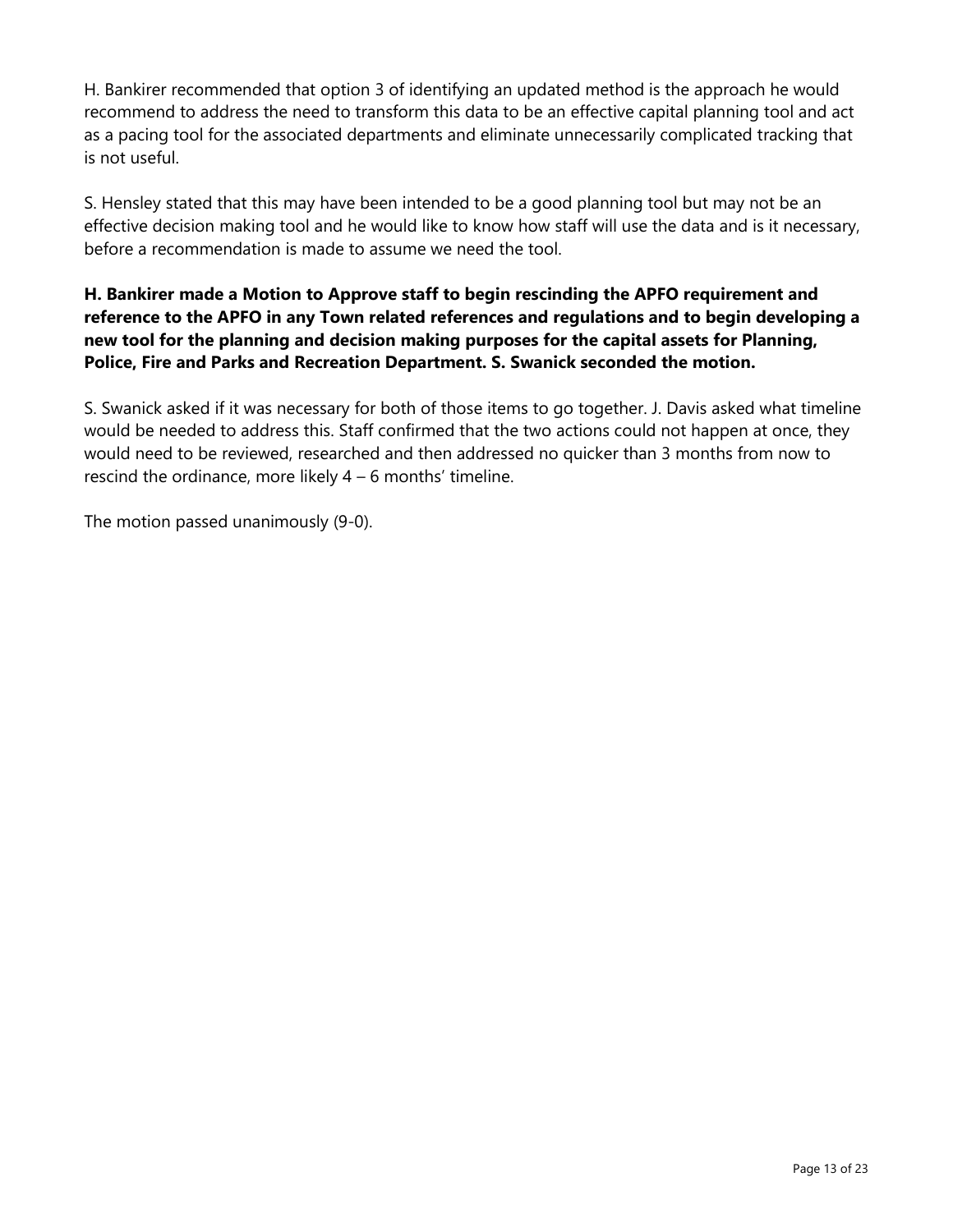H. Bankirer recommended that option 3 of identifying an updated method is the approach he would recommend to address the need to transform this data to be an effective capital planning tool and act as a pacing tool for the associated departments and eliminate unnecessarily complicated tracking that is not useful.

S. Hensley stated that this may have been intended to be a good planning tool but may not be an effective decision making tool and he would like to know how staff will use the data and is it necessary, before a recommendation is made to assume we need the tool.

**H. Bankirer made a Motion to Approve staff to begin rescinding the APFO requirement and reference to the APFO in any Town related references and regulations and to begin developing a new tool for the planning and decision making purposes for the capital assets for Planning, Police, Fire and Parks and Recreation Department. S. Swanick seconded the motion.**

S. Swanick asked if it was necessary for both of those items to go together. J. Davis asked what timeline would be needed to address this. Staff confirmed that the two actions could not happen at once, they would need to be reviewed, researched and then addressed no quicker than 3 months from now to rescind the ordinance, more likely 4 – 6 months' timeline.

The motion passed unanimously (9-0).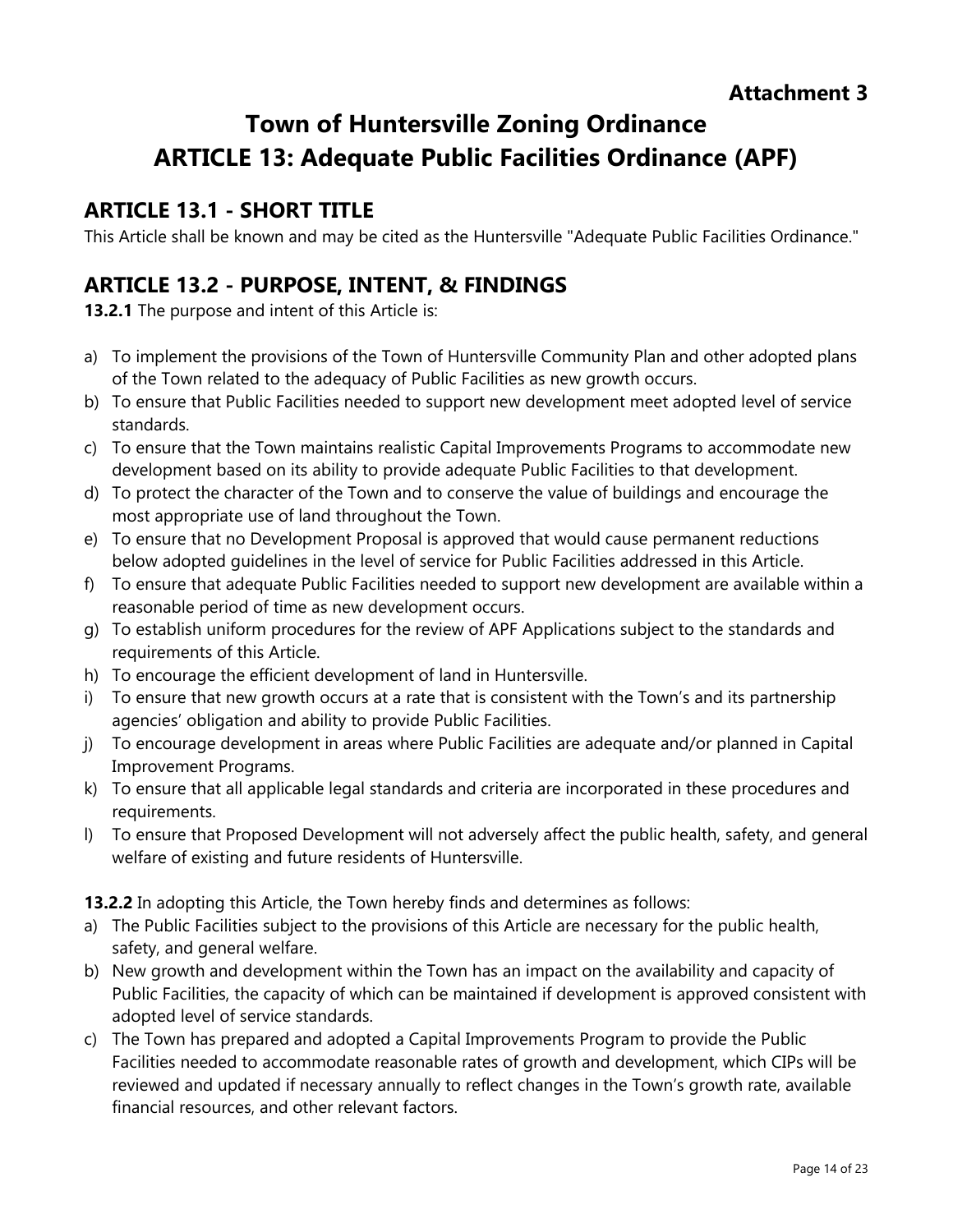**Attachment 3**

# Town of Huntersville Zoning Ordinance
# ARTICLE 13: Adequate Public Facilities Ordinance (APF)

## ARTICLE 13.1 - SHORT TITLE

This Article shall be known and may be cited as the Huntersville "Adequate Public Facilities Ordinance."

## ARTICLE 13.2 - PURPOSE, INTENT, & FINDINGS

**13.2.1** The purpose and intent of this Article is:

a) To implement the provisions of the Town of Huntersville Community Plan and other adopted plans of the Town related to the adequacy of Public Facilities as new growth occurs.
b) To ensure that Public Facilities needed to support new development meet adopted level of service standards.
c) To ensure that the Town maintains realistic Capital Improvements Programs to accommodate new development based on its ability to provide adequate Public Facilities to that development.
d) To protect the character of the Town and to conserve the value of buildings and encourage the most appropriate use of land throughout the Town.
e) To ensure that no Development Proposal is approved that would cause permanent reductions below adopted guidelines in the level of service for Public Facilities addressed in this Article.
f) To ensure that adequate Public Facilities needed to support new development are available within a reasonable period of time as new development occurs.
g) To establish uniform procedures for the review of APF Applications subject to the standards and requirements of this Article.
h) To encourage the efficient development of land in Huntersville.
i) To ensure that new growth occurs at a rate that is consistent with the Town's and its partnership agencies' obligation and ability to provide Public Facilities.
j) To encourage development in areas where Public Facilities are adequate and/or planned in Capital Improvement Programs.
k) To ensure that all applicable legal standards and criteria are incorporated in these procedures and requirements.
l) To ensure that Proposed Development will not adversely affect the public health, safety, and general welfare of existing and future residents of Huntersville.

**13.2.2** In adopting this Article, the Town hereby finds and determines as follows:

a) The Public Facilities subject to the provisions of this Article are necessary for the public health, safety, and general welfare.
b) New growth and development within the Town has an impact on the availability and capacity of Public Facilities, the capacity of which can be maintained if development is approved consistent with adopted level of service standards.
c) The Town has prepared and adopted a Capital Improvements Program to provide the Public Facilities needed to accommodate reasonable rates of growth and development, which CIPs will be reviewed and updated if necessary annually to reflect changes in the Town's growth rate, available financial resources, and other relevant factors.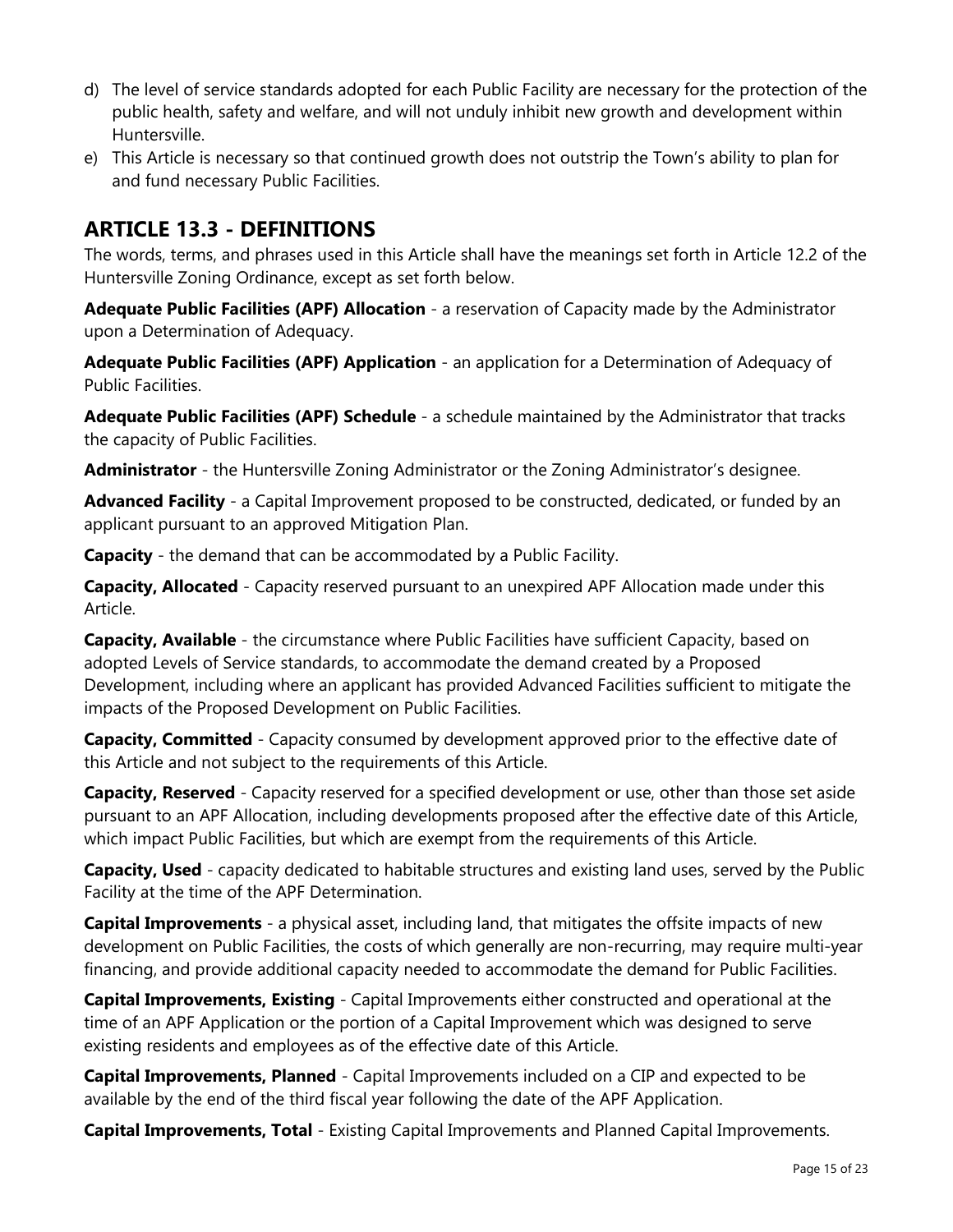d) The level of service standards adopted for each Public Facility are necessary for the protection of the public health, safety and welfare, and will not unduly inhibit new growth and development within Huntersville.
e) This Article is necessary so that continued growth does not outstrip the Town's ability to plan for and fund necessary Public Facilities.

## ARTICLE 13.3 - DEFINITIONS

The words, terms, and phrases used in this Article shall have the meanings set forth in Article 12.2 of the Huntersville Zoning Ordinance, except as set forth below.

**Adequate Public Facilities (APF) Allocation** - a reservation of Capacity made by the Administrator upon a Determination of Adequacy.

**Adequate Public Facilities (APF) Application** - an application for a Determination of Adequacy of Public Facilities.

**Adequate Public Facilities (APF) Schedule** - a schedule maintained by the Administrator that tracks the capacity of Public Facilities.

**Administrator** - the Huntersville Zoning Administrator or the Zoning Administrator's designee.

**Advanced Facility** - a Capital Improvement proposed to be constructed, dedicated, or funded by an applicant pursuant to an approved Mitigation Plan.

**Capacity** - the demand that can be accommodated by a Public Facility.

**Capacity, Allocated** - Capacity reserved pursuant to an unexpired APF Allocation made under this Article.

**Capacity, Available** - the circumstance where Public Facilities have sufficient Capacity, based on adopted Levels of Service standards, to accommodate the demand created by a Proposed Development, including where an applicant has provided Advanced Facilities sufficient to mitigate the impacts of the Proposed Development on Public Facilities.

**Capacity, Committed** - Capacity consumed by development approved prior to the effective date of this Article and not subject to the requirements of this Article.

**Capacity, Reserved** - Capacity reserved for a specified development or use, other than those set aside pursuant to an APF Allocation, including developments proposed after the effective date of this Article, which impact Public Facilities, but which are exempt from the requirements of this Article.

**Capacity, Used** - capacity dedicated to habitable structures and existing land uses, served by the Public Facility at the time of the APF Determination.

**Capital Improvements** - a physical asset, including land, that mitigates the offsite impacts of new development on Public Facilities, the costs of which generally are non-recurring, may require multi-year financing, and provide additional capacity needed to accommodate the demand for Public Facilities.

**Capital Improvements, Existing** - Capital Improvements either constructed and operational at the time of an APF Application or the portion of a Capital Improvement which was designed to serve existing residents and employees as of the effective date of this Article.

**Capital Improvements, Planned** - Capital Improvements included on a CIP and expected to be available by the end of the third fiscal year following the date of the APF Application.

**Capital Improvements, Total** - Existing Capital Improvements and Planned Capital Improvements.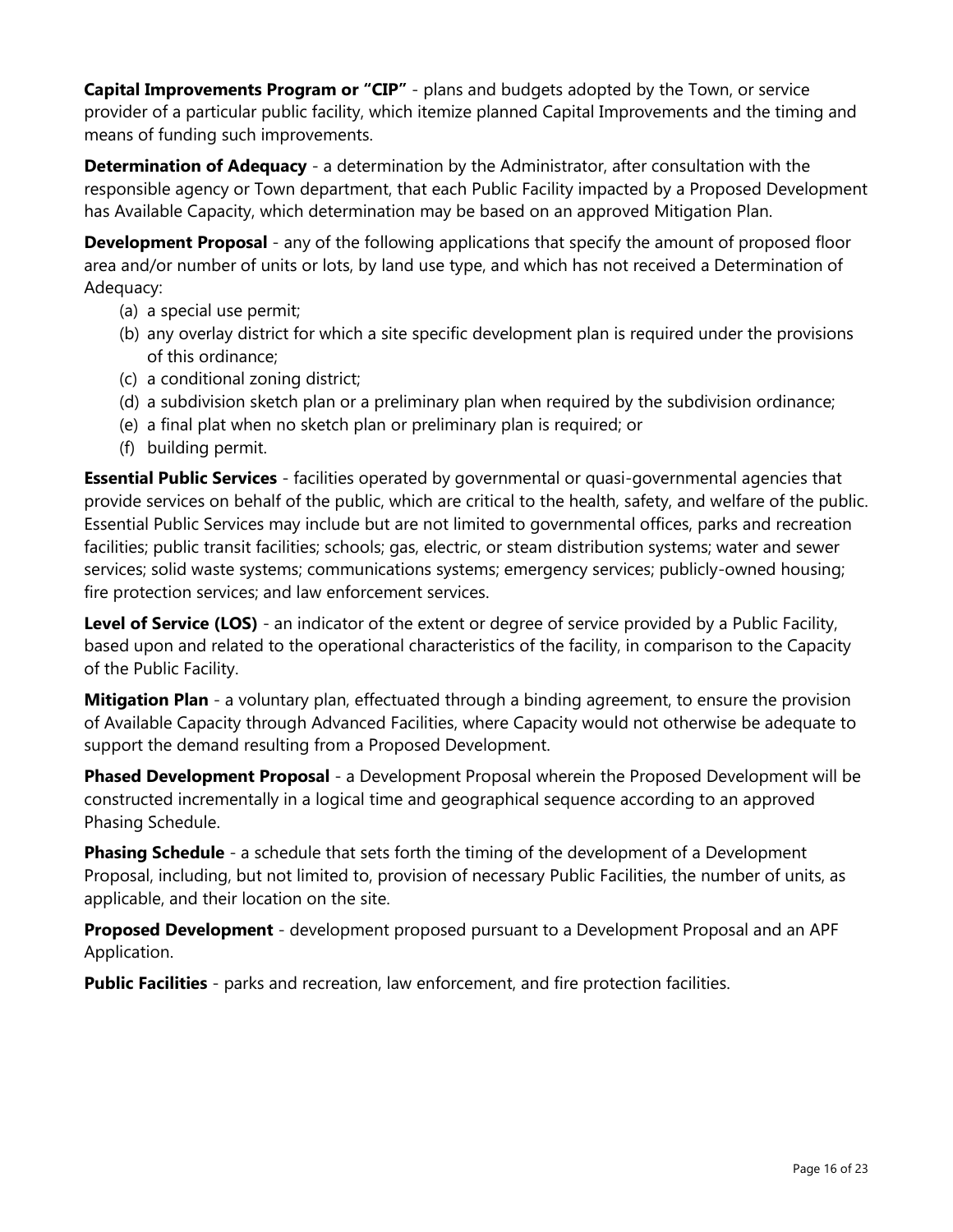**Capital Improvements Program or "CIP"** - plans and budgets adopted by the Town, or service provider of a particular public facility, which itemize planned Capital Improvements and the timing and means of funding such improvements.

**Determination of Adequacy** - a determination by the Administrator, after consultation with the responsible agency or Town department, that each Public Facility impacted by a Proposed Development has Available Capacity, which determination may be based on an approved Mitigation Plan.

**Development Proposal** - any of the following applications that specify the amount of proposed floor area and/or number of units or lots, by land use type, and which has not received a Determination of Adequacy:

(a) a special use permit;
(b) any overlay district for which a site specific development plan is required under the provisions of this ordinance;
(c) a conditional zoning district;
(d) a subdivision sketch plan or a preliminary plan when required by the subdivision ordinance;
(e) a final plat when no sketch plan or preliminary plan is required; or
(f) building permit.

**Essential Public Services** - facilities operated by governmental or quasi-governmental agencies that provide services on behalf of the public, which are critical to the health, safety, and welfare of the public. Essential Public Services may include but are not limited to governmental offices, parks and recreation facilities; public transit facilities; schools; gas, electric, or steam distribution systems; water and sewer services; solid waste systems; communications systems; emergency services; publicly-owned housing; fire protection services; and law enforcement services.

**Level of Service (LOS)** - an indicator of the extent or degree of service provided by a Public Facility, based upon and related to the operational characteristics of the facility, in comparison to the Capacity of the Public Facility.

**Mitigation Plan** - a voluntary plan, effectuated through a binding agreement, to ensure the provision of Available Capacity through Advanced Facilities, where Capacity would not otherwise be adequate to support the demand resulting from a Proposed Development.

**Phased Development Proposal** - a Development Proposal wherein the Proposed Development will be constructed incrementally in a logical time and geographical sequence according to an approved Phasing Schedule.

**Phasing Schedule** - a schedule that sets forth the timing of the development of a Development Proposal, including, but not limited to, provision of necessary Public Facilities, the number of units, as applicable, and their location on the site.

**Proposed Development** - development proposed pursuant to a Development Proposal and an APF Application.

**Public Facilities** - parks and recreation, law enforcement, and fire protection facilities.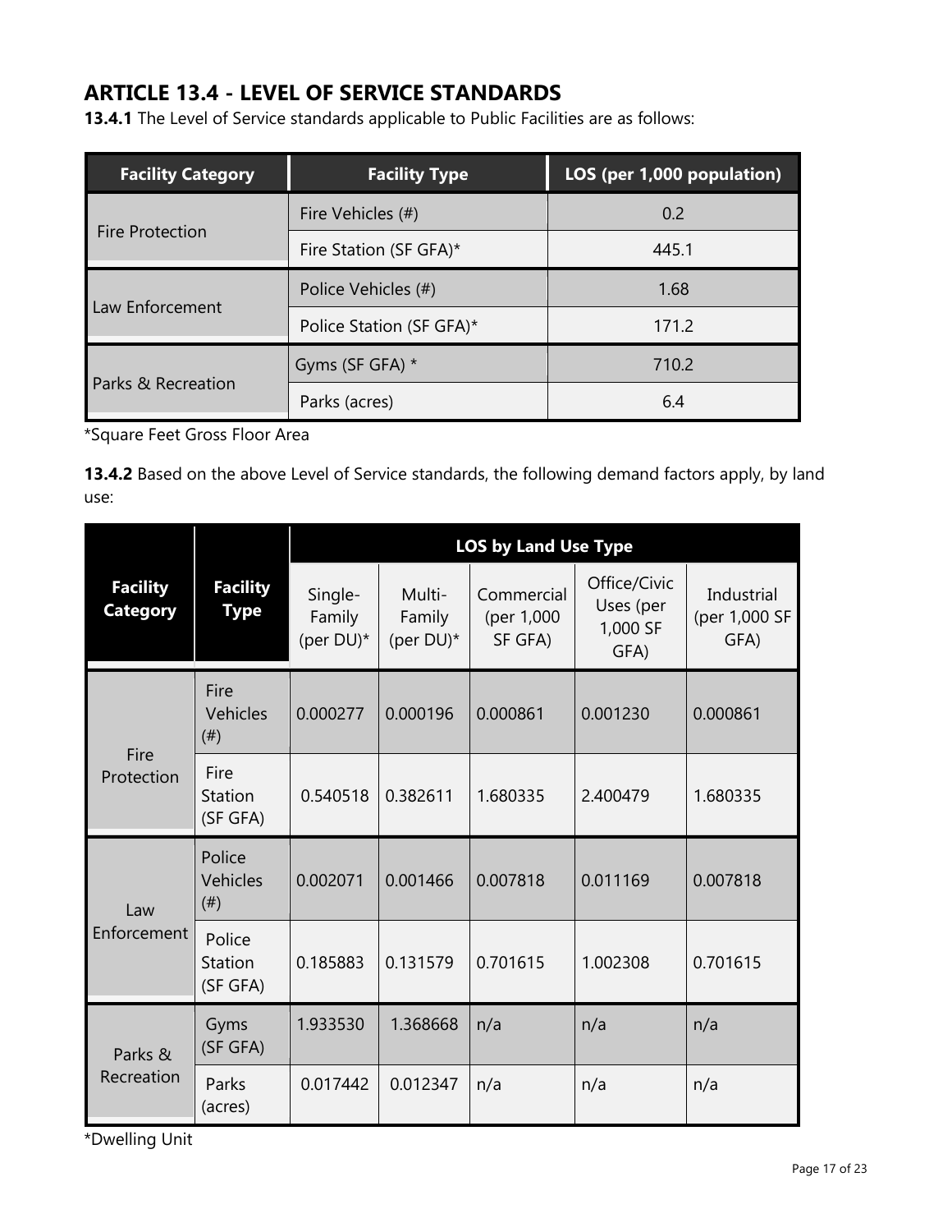## ARTICLE 13.4 - LEVEL OF SERVICE STANDARDS

**13.4.1** The Level of Service standards applicable to Public Facilities are as follows:

| Facility Category | Facility Type | LOS (per 1,000 population) |
|---|---|---|
| Fire Protection | Fire Vehicles (#) | 0.2 |
| | Fire Station (SF GFA)* | 445.1 |
| Law Enforcement | Police Vehicles (#) | 1.68 |
| | Police Station (SF GFA)* | 171.2 |
| Parks & Recreation | Gyms (SF GFA) * | 710.2 |
| | Parks (acres) | 6.4 |

*Square Feet Gross Floor Area

**13.4.2** Based on the above Level of Service standards, the following demand factors apply, by land use:

| Facility Category | Facility Type | LOS by Land Use Type | | | | |
|---|---|---|---|---|---|---|
| | | Single-Family (per DU)* | Multi-Family (per DU)* | Commercial (per 1,000 SF GFA) | Office/Civic Uses (per 1,000 SF GFA) | Industrial (per 1,000 SF GFA) |
| Fire Protection | Fire Vehicles (#) | 0.000277 | 0.000196 | 0.000861 | 0.001230 | 0.000861 |
| | Fire Station (SF GFA) | 0.540518 | 0.382611 | 1.680335 | 2.400479 | 1.680335 |
| Law Enforcement | Police Vehicles (#) | 0.002071 | 0.001466 | 0.007818 | 0.011169 | 0.007818 |
| | Police Station (SF GFA) | 0.185883 | 0.131579 | 0.701615 | 1.002308 | 0.701615 |
| Parks & Recreation | Gyms (SF GFA) | 1.933530 | 1.368668 | n/a | n/a | n/a |
| | Parks (acres) | 0.017442 | 0.012347 | n/a | n/a | n/a |

*Dwelling Unit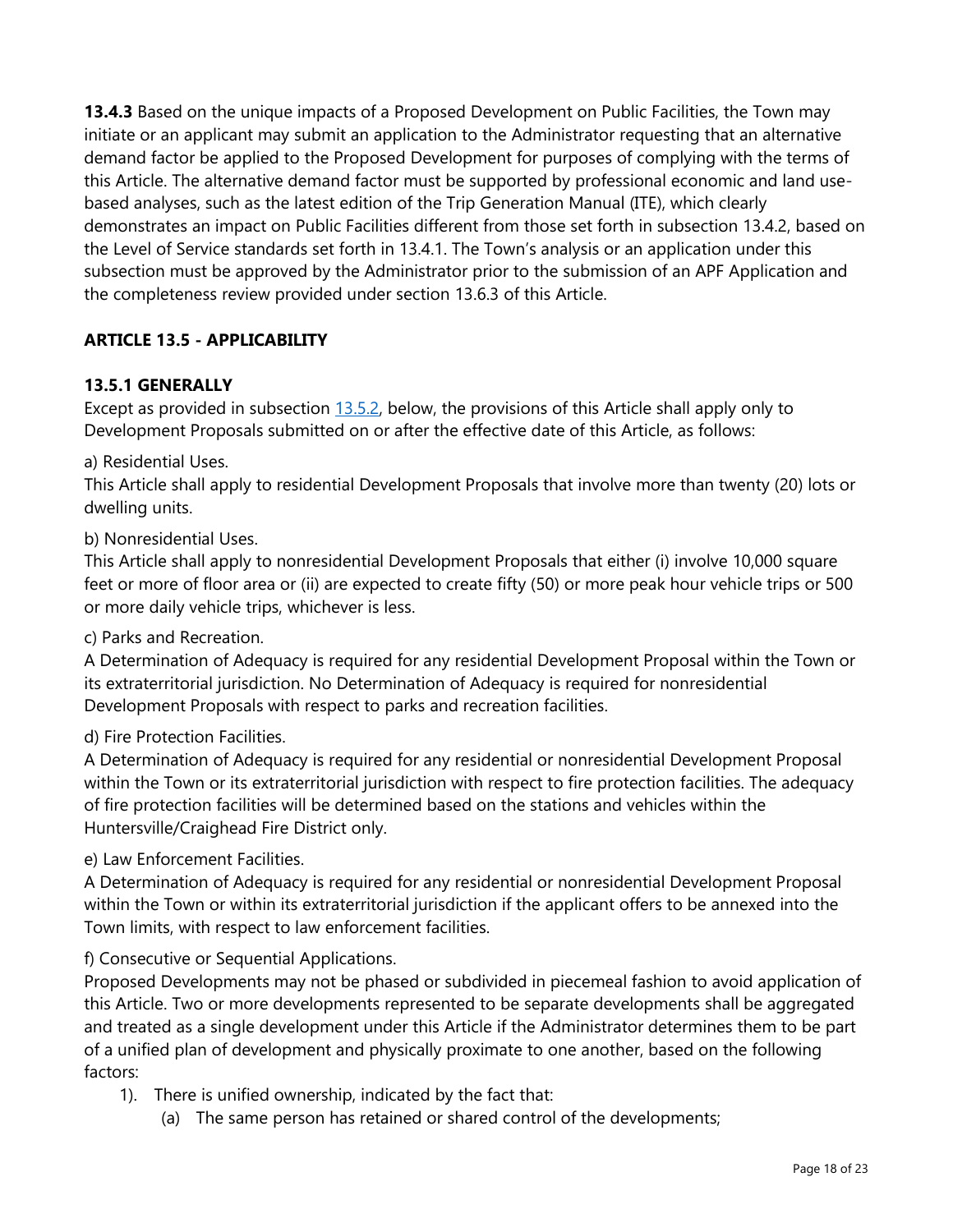**13.4.3** Based on the unique impacts of a Proposed Development on Public Facilities, the Town may initiate or an applicant may submit an application to the Administrator requesting that an alternative demand factor be applied to the Proposed Development for purposes of complying with the terms of this Article. The alternative demand factor must be supported by professional economic and land use-based analyses, such as the latest edition of the Trip Generation Manual (ITE), which clearly demonstrates an impact on Public Facilities different from those set forth in subsection 13.4.2, based on the Level of Service standards set forth in 13.4.1. The Town's analysis or an application under this subsection must be approved by the Administrator prior to the submission of an APF Application and the completeness review provided under section 13.6.3 of this Article.

## ARTICLE 13.5 - APPLICABILITY

### 13.5.1 GENERALLY

Except as provided in subsection 13.5.2, below, the provisions of this Article shall apply only to Development Proposals submitted on or after the effective date of this Article, as follows:

a) Residential Uses.
This Article shall apply to residential Development Proposals that involve more than twenty (20) lots or dwelling units.

b) Nonresidential Uses.
This Article shall apply to nonresidential Development Proposals that either (i) involve 10,000 square feet or more of floor area or (ii) are expected to create fifty (50) or more peak hour vehicle trips or 500 or more daily vehicle trips, whichever is less.

c) Parks and Recreation.
A Determination of Adequacy is required for any residential Development Proposal within the Town or its extraterritorial jurisdiction. No Determination of Adequacy is required for nonresidential Development Proposals with respect to parks and recreation facilities.

d) Fire Protection Facilities.
A Determination of Adequacy is required for any residential or nonresidential Development Proposal within the Town or its extraterritorial jurisdiction with respect to fire protection facilities. The adequacy of fire protection facilities will be determined based on the stations and vehicles within the Huntersville/Craighead Fire District only.

e) Law Enforcement Facilities.
A Determination of Adequacy is required for any residential or nonresidential Development Proposal within the Town or within its extraterritorial jurisdiction if the applicant offers to be annexed into the Town limits, with respect to law enforcement facilities.

f) Consecutive or Sequential Applications.
Proposed Developments may not be phased or subdivided in piecemeal fashion to avoid application of this Article. Two or more developments represented to be separate developments shall be aggregated and treated as a single development under this Article if the Administrator determines them to be part of a unified plan of development and physically proximate to one another, based on the following factors:

1). There is unified ownership, indicated by the fact that:
   (a) The same person has retained or shared control of the developments;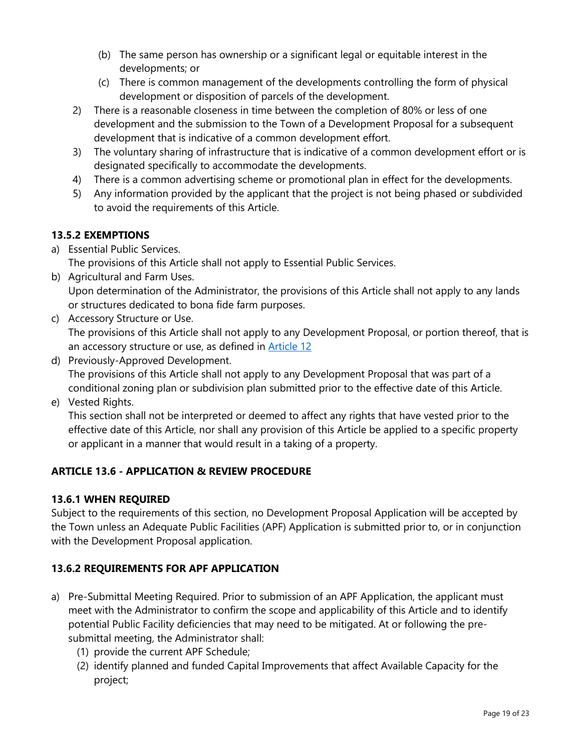(b) The same person has ownership or a significant legal or equitable interest in the developments; or

(c) There is common management of the developments controlling the form of physical development or disposition of parcels of the development.

2) There is a reasonable closeness in time between the completion of 80% or less of one development and the submission to the Town of a Development Proposal for a subsequent development that is indicative of a common development effort.

3) The voluntary sharing of infrastructure that is indicative of a common development effort or is designated specifically to accommodate the developments.

4) There is a common advertising scheme or promotional plan in effect for the developments.

5) Any information provided by the applicant that the project is not being phased or subdivided to avoid the requirements of this Article.

### 13.5.2 EXEMPTIONS

a) Essential Public Services.
The provisions of this Article shall not apply to Essential Public Services.

b) Agricultural and Farm Uses.
Upon determination of the Administrator, the provisions of this Article shall not apply to any lands or structures dedicated to bona fide farm purposes.

c) Accessory Structure or Use.
The provisions of this Article shall not apply to any Development Proposal, or portion thereof, that is an accessory structure or use, as defined in Article 12

d) Previously-Approved Development.
The provisions of this Article shall not apply to any Development Proposal that was part of a conditional zoning plan or subdivision plan submitted prior to the effective date of this Article.

e) Vested Rights.
This section shall not be interpreted or deemed to affect any rights that have vested prior to the effective date of this Article, nor shall any provision of this Article be applied to a specific property or applicant in a manner that would result in a taking of a property.

## ARTICLE 13.6 - APPLICATION & REVIEW PROCEDURE

### 13.6.1 WHEN REQUIRED

Subject to the requirements of this section, no Development Proposal Application will be accepted by the Town unless an Adequate Public Facilities (APF) Application is submitted prior to, or in conjunction with the Development Proposal application.

### 13.6.2 REQUIREMENTS FOR APF APPLICATION

a) Pre-Submittal Meeting Required. Prior to submission of an APF Application, the applicant must meet with the Administrator to confirm the scope and applicability of this Article and to identify potential Public Facility deficiencies that may need to be mitigated. At or following the pre-submittal meeting, the Administrator shall:

(1) provide the current APF Schedule;

(2) identify planned and funded Capital Improvements that affect Available Capacity for the project;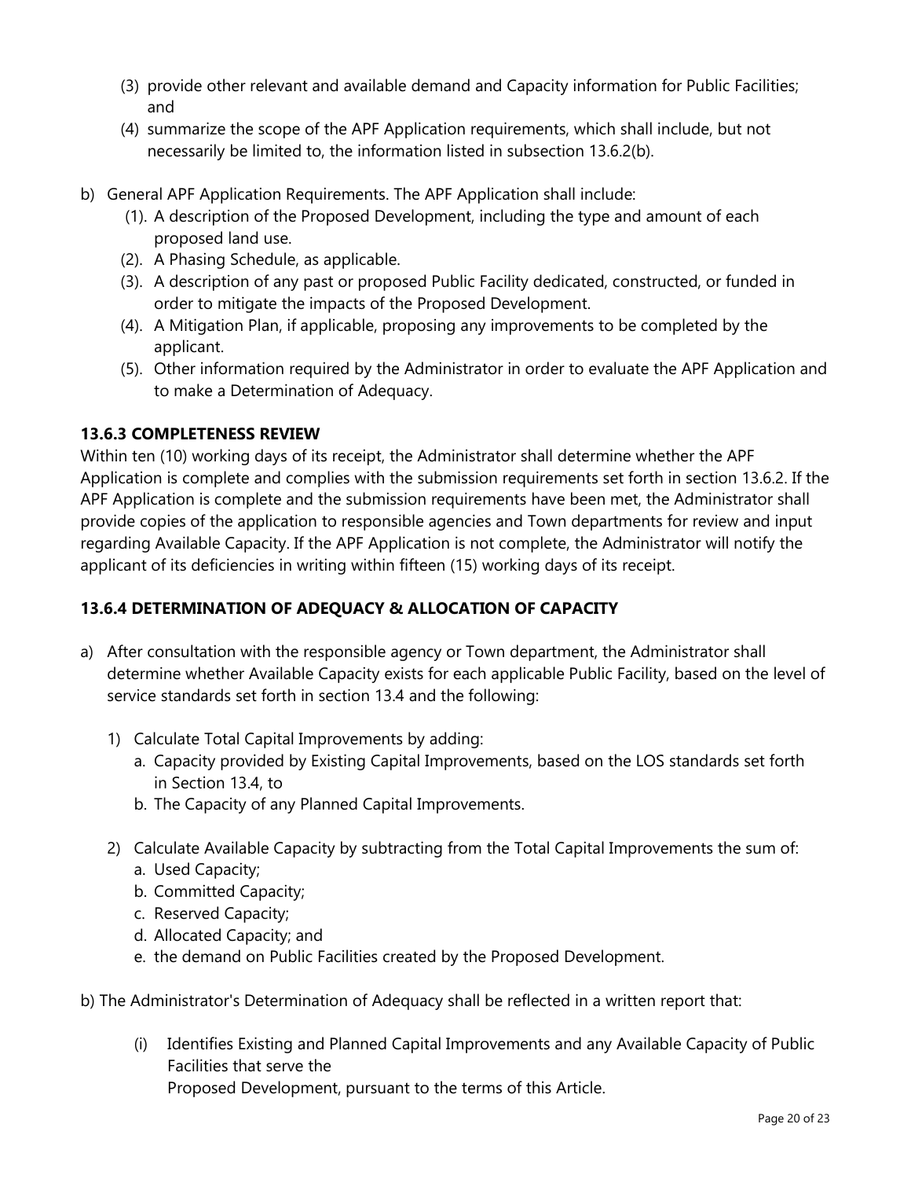(3) provide other relevant and available demand and Capacity information for Public Facilities; and
(4) summarize the scope of the APF Application requirements, which shall include, but not necessarily be limited to, the information listed in subsection 13.6.2(b).

b) General APF Application Requirements. The APF Application shall include:

(1). A description of the Proposed Development, including the type and amount of each proposed land use.
(2). A Phasing Schedule, as applicable.
(3). A description of any past or proposed Public Facility dedicated, constructed, or funded in order to mitigate the impacts of the Proposed Development.
(4). A Mitigation Plan, if applicable, proposing any improvements to be completed by the applicant.
(5). Other information required by the Administrator in order to evaluate the APF Application and to make a Determination of Adequacy.

### 13.6.3 COMPLETENESS REVIEW

Within ten (10) working days of its receipt, the Administrator shall determine whether the APF Application is complete and complies with the submission requirements set forth in section 13.6.2. If the APF Application is complete and the submission requirements have been met, the Administrator shall provide copies of the application to responsible agencies and Town departments for review and input regarding Available Capacity. If the APF Application is not complete, the Administrator will notify the applicant of its deficiencies in writing within fifteen (15) working days of its receipt.

### 13.6.4 DETERMINATION OF ADEQUACY & ALLOCATION OF CAPACITY

a) After consultation with the responsible agency or Town department, the Administrator shall determine whether Available Capacity exists for each applicable Public Facility, based on the level of service standards set forth in section 13.4 and the following:

1) Calculate Total Capital Improvements by adding:
   a. Capacity provided by Existing Capital Improvements, based on the LOS standards set forth in Section 13.4, to
   b. The Capacity of any Planned Capital Improvements.

2) Calculate Available Capacity by subtracting from the Total Capital Improvements the sum of:
   a. Used Capacity;
   b. Committed Capacity;
   c. Reserved Capacity;
   d. Allocated Capacity; and
   e. the demand on Public Facilities created by the Proposed Development.

b) The Administrator's Determination of Adequacy shall be reflected in a written report that:

(i) Identifies Existing and Planned Capital Improvements and any Available Capacity of Public Facilities that serve the Proposed Development, pursuant to the terms of this Article.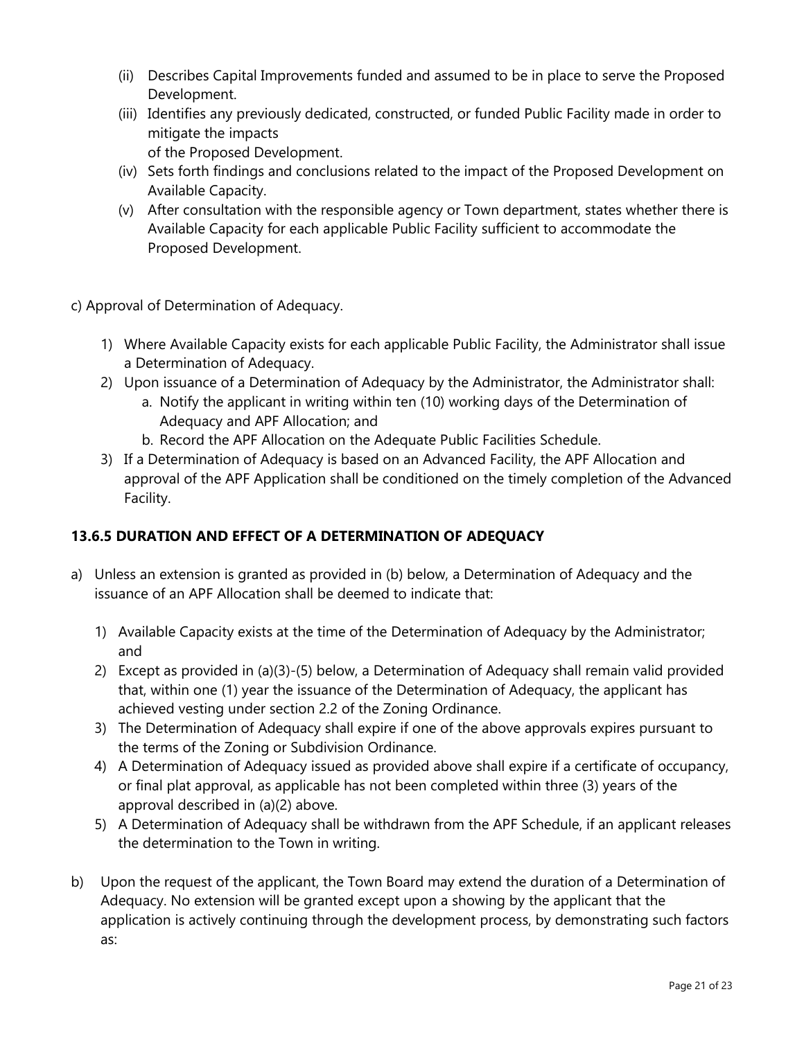(ii) Describes Capital Improvements funded and assumed to be in place to serve the Proposed Development.

(iii) Identifies any previously dedicated, constructed, or funded Public Facility made in order to mitigate the impacts of the Proposed Development.

(iv) Sets forth findings and conclusions related to the impact of the Proposed Development on Available Capacity.

(v) After consultation with the responsible agency or Town department, states whether there is Available Capacity for each applicable Public Facility sufficient to accommodate the Proposed Development.

c) Approval of Determination of Adequacy.

1) Where Available Capacity exists for each applicable Public Facility, the Administrator shall issue a Determination of Adequacy.
2) Upon issuance of a Determination of Adequacy by the Administrator, the Administrator shall:
   a. Notify the applicant in writing within ten (10) working days of the Determination of Adequacy and APF Allocation; and
   b. Record the APF Allocation on the Adequate Public Facilities Schedule.
3) If a Determination of Adequacy is based on an Advanced Facility, the APF Allocation and approval of the APF Application shall be conditioned on the timely completion of the Advanced Facility.

### 13.6.5 DURATION AND EFFECT OF A DETERMINATION OF ADEQUACY

a) Unless an extension is granted as provided in (b) below, a Determination of Adequacy and the issuance of an APF Allocation shall be deemed to indicate that:

   1) Available Capacity exists at the time of the Determination of Adequacy by the Administrator; and
   2) Except as provided in (a)(3)-(5) below, a Determination of Adequacy shall remain valid provided that, within one (1) year the issuance of the Determination of Adequacy, the applicant has achieved vesting under section 2.2 of the Zoning Ordinance.
   3) The Determination of Adequacy shall expire if one of the above approvals expires pursuant to the terms of the Zoning or Subdivision Ordinance.
   4) A Determination of Adequacy issued as provided above shall expire if a certificate of occupancy, or final plat approval, as applicable has not been completed within three (3) years of the approval described in (a)(2) above.
   5) A Determination of Adequacy shall be withdrawn from the APF Schedule, if an applicant releases the determination to the Town in writing.

b) Upon the request of the applicant, the Town Board may extend the duration of a Determination of Adequacy. No extension will be granted except upon a showing by the applicant that the application is actively continuing through the development process, by demonstrating such factors as: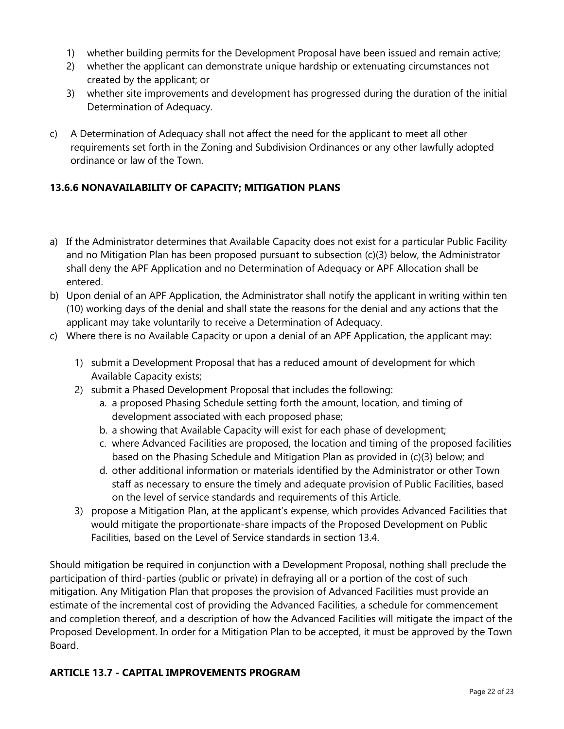1) whether building permits for the Development Proposal have been issued and remain active;
2) whether the applicant can demonstrate unique hardship or extenuating circumstances not created by the applicant; or
3) whether site improvements and development has progressed during the duration of the initial Determination of Adequacy.

c) A Determination of Adequacy shall not affect the need for the applicant to meet all other requirements set forth in the Zoning and Subdivision Ordinances or any other lawfully adopted ordinance or law of the Town.

### 13.6.6 NONAVAILABILITY OF CAPACITY; MITIGATION PLANS

a) If the Administrator determines that Available Capacity does not exist for a particular Public Facility and no Mitigation Plan has been proposed pursuant to subsection (c)(3) below, the Administrator shall deny the APF Application and no Determination of Adequacy or APF Allocation shall be entered.

b) Upon denial of an APF Application, the Administrator shall notify the applicant in writing within ten (10) working days of the denial and shall state the reasons for the denial and any actions that the applicant may take voluntarily to receive a Determination of Adequacy.

c) Where there is no Available Capacity or upon a denial of an APF Application, the applicant may:

   1) submit a Development Proposal that has a reduced amount of development for which Available Capacity exists;
   2) submit a Phased Development Proposal that includes the following:
      a. a proposed Phasing Schedule setting forth the amount, location, and timing of development associated with each proposed phase;
      b. a showing that Available Capacity will exist for each phase of development;
      c. where Advanced Facilities are proposed, the location and timing of the proposed facilities based on the Phasing Schedule and Mitigation Plan as provided in (c)(3) below; and
      d. other additional information or materials identified by the Administrator or other Town staff as necessary to ensure the timely and adequate provision of Public Facilities, based on the level of service standards and requirements of this Article.
   3) propose a Mitigation Plan, at the applicant's expense, which provides Advanced Facilities that would mitigate the proportionate-share impacts of the Proposed Development on Public Facilities, based on the Level of Service standards in section 13.4.

Should mitigation be required in conjunction with a Development Proposal, nothing shall preclude the participation of third-parties (public or private) in defraying all or a portion of the cost of such mitigation. Any Mitigation Plan that proposes the provision of Advanced Facilities must provide an estimate of the incremental cost of providing the Advanced Facilities, a schedule for commencement and completion thereof, and a description of how the Advanced Facilities will mitigate the impact of the Proposed Development. In order for a Mitigation Plan to be accepted, it must be approved by the Town Board.

## ARTICLE 13.7 - CAPITAL IMPROVEMENTS PROGRAM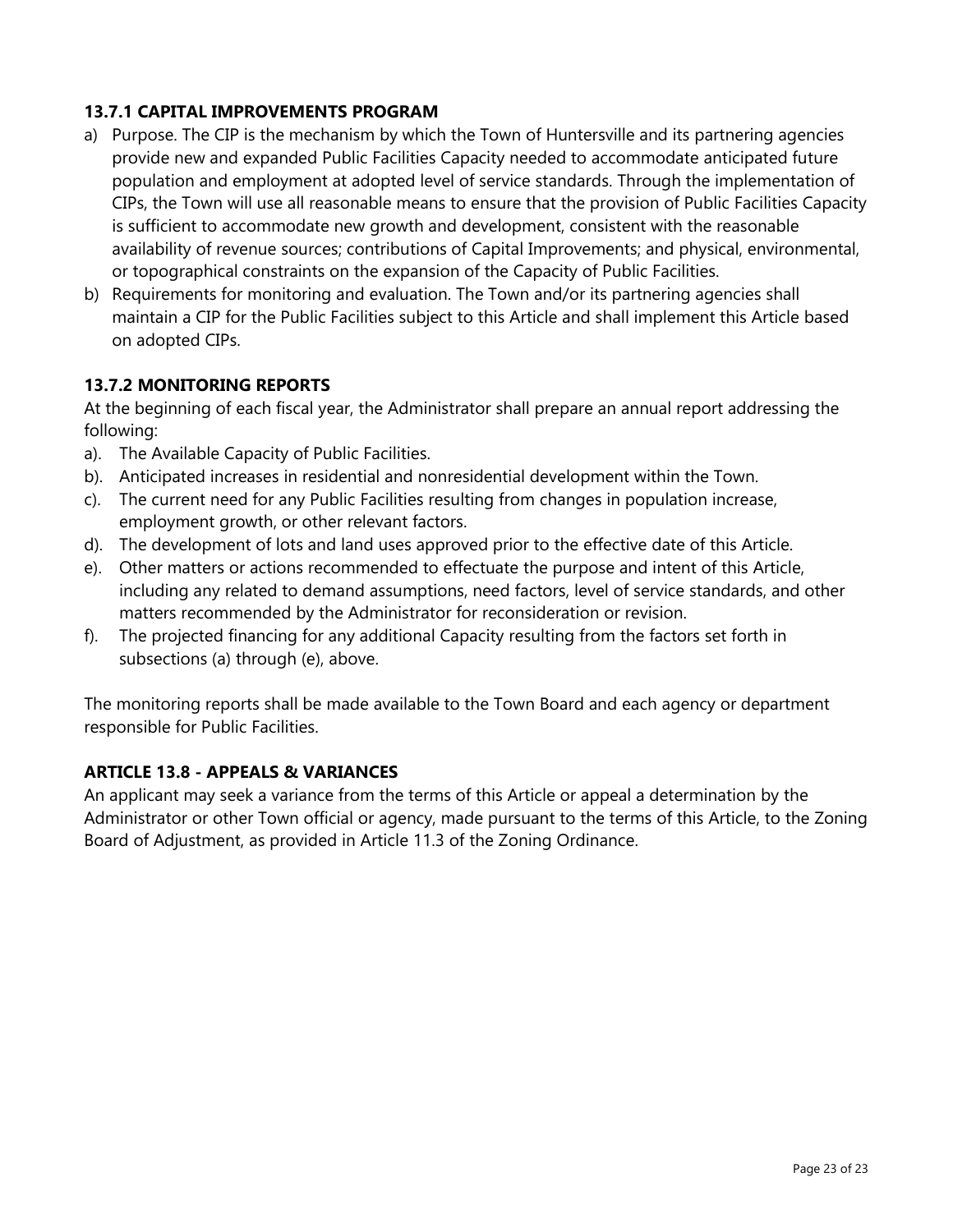### 13.7.1 CAPITAL IMPROVEMENTS PROGRAM

a) Purpose. The CIP is the mechanism by which the Town of Huntersville and its partnering agencies provide new and expanded Public Facilities Capacity needed to accommodate anticipated future population and employment at adopted level of service standards. Through the implementation of CIPs, the Town will use all reasonable means to ensure that the provision of Public Facilities Capacity is sufficient to accommodate new growth and development, consistent with the reasonable availability of revenue sources; contributions of Capital Improvements; and physical, environmental, or topographical constraints on the expansion of the Capacity of Public Facilities.

b) Requirements for monitoring and evaluation. The Town and/or its partnering agencies shall maintain a CIP for the Public Facilities subject to this Article and shall implement this Article based on adopted CIPs.

### 13.7.2 MONITORING REPORTS

At the beginning of each fiscal year, the Administrator shall prepare an annual report addressing the following:

a). The Available Capacity of Public Facilities.

b). Anticipated increases in residential and nonresidential development within the Town.

c). The current need for any Public Facilities resulting from changes in population increase, employment growth, or other relevant factors.

d). The development of lots and land uses approved prior to the effective date of this Article.

e). Other matters or actions recommended to effectuate the purpose and intent of this Article, including any related to demand assumptions, need factors, level of service standards, and other matters recommended by the Administrator for reconsideration or revision.

f). The projected financing for any additional Capacity resulting from the factors set forth in subsections (a) through (e), above.

The monitoring reports shall be made available to the Town Board and each agency or department responsible for Public Facilities.

## ARTICLE 13.8 - APPEALS & VARIANCES

An applicant may seek a variance from the terms of this Article or appeal a determination by the Administrator or other Town official or agency, made pursuant to the terms of this Article, to the Zoning Board of Adjustment, as provided in Article 11.3 of the Zoning Ordinance.